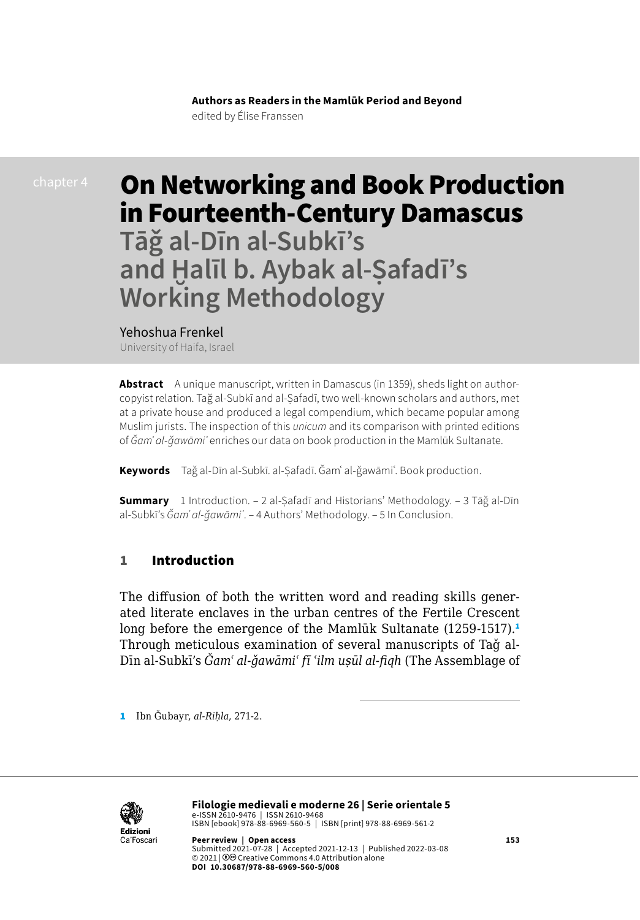**Authors as Readers in the Mamlūk Period and Beyond**
edited by Élise Franssen

chapter 4

# On Networking and Book Production in Fourteenth-Century Damascus
## Tāǧ al-Dīn al-Subkī's and Ḫalīl b. Aybak al-Ṣafadī's Working Methodology

Yehoshua Frenkel
University of Haifa, Israel

**Abstract** A unique manuscript, written in Damascus (in 1359), sheds light on author-copyist relation. Taǧ al-Subkī and al-Ṣafadī, two well-known scholars and authors, met at a private house and produced a legal compendium, which became popular among Muslim jurists. The inspection of this *unicum* and its comparison with printed editions of *Ǧamʿ al-ǧawāmiʿ* enriches our data on book production in the Mamlūk Sultanate.

**Keywords** Taǧ al-Dīn al-Subkī. al-Ṣafadī. Ǧamʿ al-ǧawāmiʿ. Book production.

**Summary** 1 Introduction. – 2 al-Ṣafadī and Historians' Methodology. – 3 Tāǧ al-Dīn al-Subkī's *Ǧamʿ al-ǧawāmiʿ*. – 4 Authors' Methodology. – 5 In Conclusion.

## 1 Introduction

The diffusion of both the written word and reading skills generated literate enclaves in the urban centres of the Fertile Crescent long before the emergence of the Mamlūk Sultanate (1259-1517).[1] Through meticulous examination of several manuscripts of Taǧ al-Dīn al-Subkī's *Ǧamʿ al-ǧawāmiʿ fī ʿilm uṣūl al-fiqh* (The Assemblage of

---

[1] Ibn Ǧubayr, *al-Riḥla*, 271-2.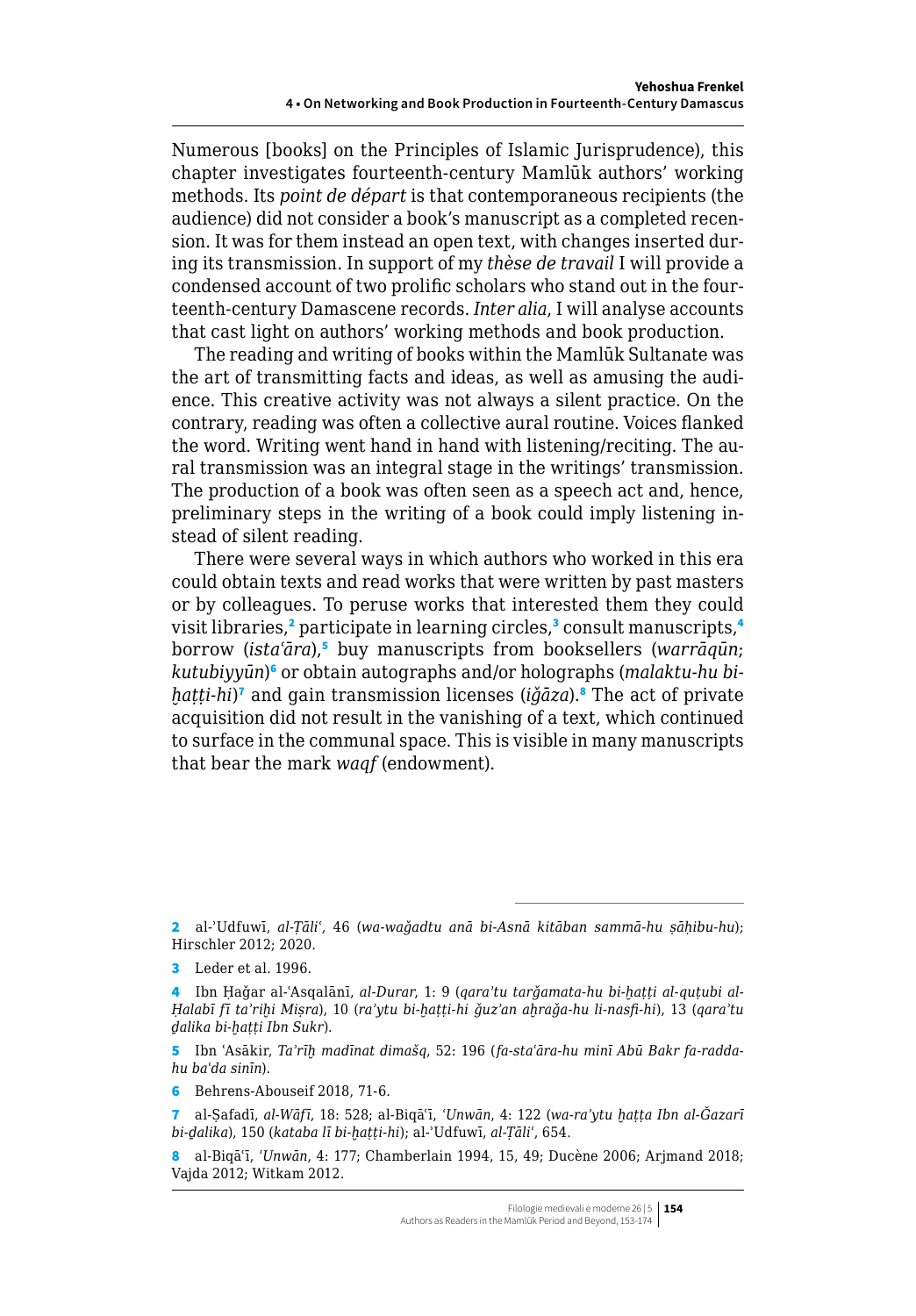Numerous [books] on the Principles of Islamic Jurisprudence), this chapter investigates fourteenth-century Mamlūk authors' working methods. Its *point de départ* is that contemporaneous recipients (the audience) did not consider a book's manuscript as a completed recension. It was for them instead an open text, with changes inserted during its transmission. In support of my *thèse de travail* I will provide a condensed account of two prolific scholars who stand out in the fourteenth-century Damascene records. *Inter alia*, I will analyse accounts that cast light on authors' working methods and book production.

The reading and writing of books within the Mamlūk Sultanate was the art of transmitting facts and ideas, as well as amusing the audience. This creative activity was not always a silent practice. On the contrary, reading was often a collective aural routine. Voices flanked the word. Writing went hand in hand with listening/reciting. The aural transmission was an integral stage in the writings' transmission. The production of a book was often seen as a speech act and, hence, preliminary steps in the writing of a book could imply listening instead of silent reading.

There were several ways in which authors who worked in this era could obtain texts and read works that were written by past masters or by colleagues. To peruse works that interested them they could visit libraries,[2] participate in learning circles,[3] consult manuscripts,[4] borrow (*istaʿāra*),[5] buy manuscripts from booksellers (*warrāqūn*; *kutubiyyūn*)[6] or obtain autographs and/or holographs (*malaktu-hu bi-ḫaṭṭi-hi*)[7] and gain transmission licenses (*iǧāza*).[8] The act of private acquisition did not result in the vanishing of a text, which continued to surface in the communal space. This is visible in many manuscripts that bear the mark *waqf* (endowment).

---

2 al-ʾUdfuwī, *al-Ṭāliʿ*, 46 (*wa-waǧadtu anā bi-Asnā kitāban sammā-hu ṣāḥibu-hu*); Hirschler 2012; 2020.

3 Leder et al. 1996.

4 Ibn Ḥaǧar al-ʿAsqalānī, *al-Durar*, 1: 9 (*qaraʾtu tarǧamata-hu bi-ḫaṭṭi al-quṭubi al-Ḥalabī fī taʾriḫi Miṣra*), 10 (*raʾytu bi-ḫaṭṭi-hi ǧuzʾan aḫraǧa-hu li-nasfi-hi*), 13 (*qaraʾtu ḏalika bi-ḫaṭṭi Ibn Sukr*).

5 Ibn ʿAsākir, *Taʾrīḫ madīnat dimašq*, 52: 196 (*fa-staʿāra-hu minī Abū Bakr fa-radda-hu baʿda sinīn*).

6 Behrens-Abouseif 2018, 71-6.

7 al-Ṣafadī, *al-Wāfī*, 18: 528; al-Biqāʿī, *ʿUnwān*, 4: 122 (*wa-raʾytu ḫaṭṭa Ibn al-Ǧazarī bi-ḏalika*), 150 (*kataba lī bi-ḫaṭṭi-hi*); al-ʾUdfuwī, *al-Ṭāliʿ*, 654.

8 al-Biqāʿī, *ʿUnwān*, 4: 177; Chamberlain 1994, 15, 49; Ducène 2006; Arjmand 2018; Vajda 2012; Witkam 2012.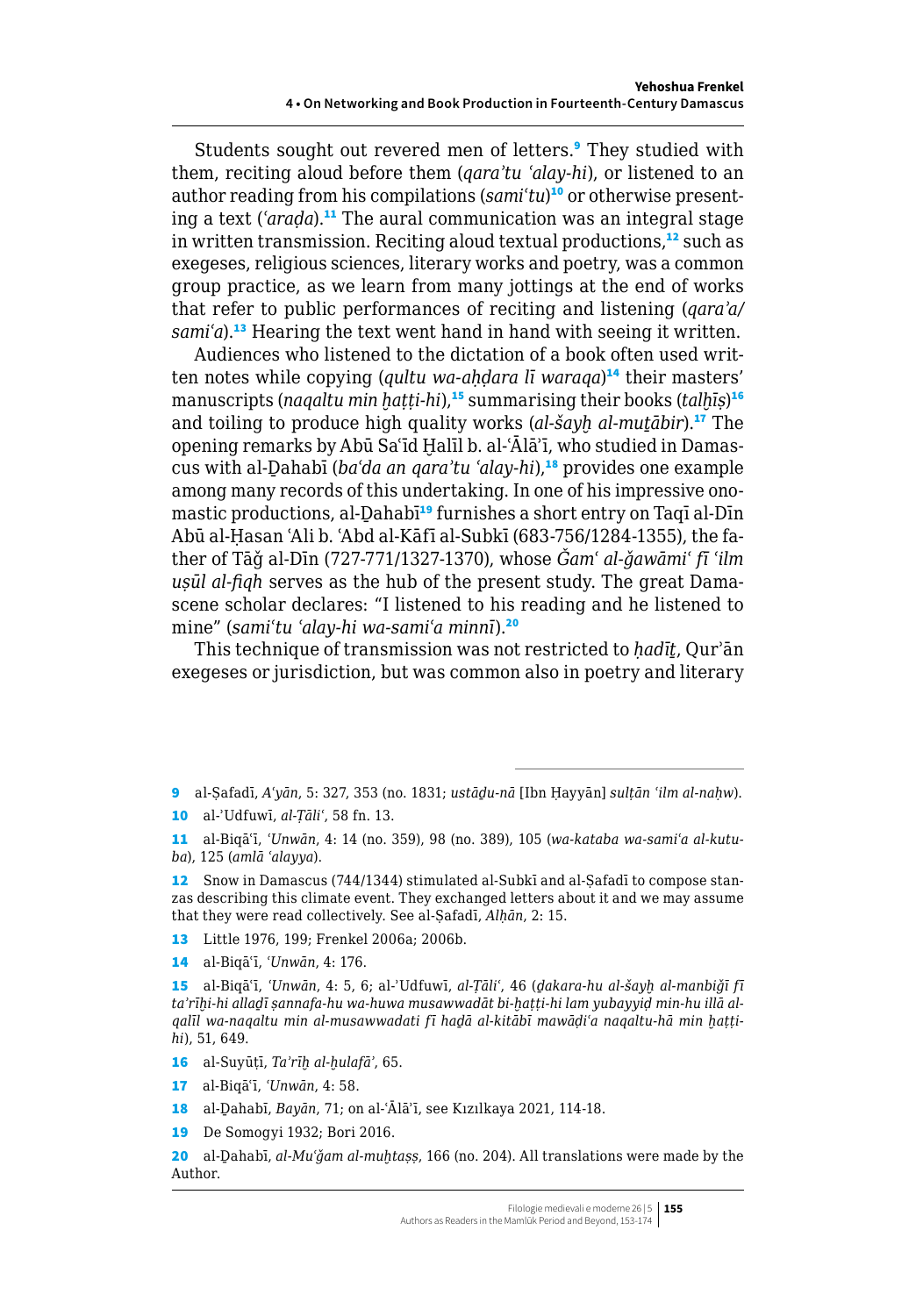Students sought out revered men of letters.[9] They studied with them, reciting aloud before them (*qara'tu ʿalay-hi*), or listened to an author reading from his compilations (*samiʿtu*)[10] or otherwise presenting a text (*ʿaraḍa*).[11] The aural communication was an integral stage in written transmission. Reciting aloud textual productions,[12] such as exegeses, religious sciences, literary works and poetry, was a common group practice, as we learn from many jottings at the end of works that refer to public performances of reciting and listening (*qara'a/samiʿa*).[13] Hearing the text went hand in hand with seeing it written.

Audiences who listened to the dictation of a book often used written notes while copying (*qultu wa-aḥḍara lī waraqa*)[14] their masters' manuscripts (*naqaltu min ḫaṭṭi-hi*),[15] summarising their books (*talḫīṣ*)[16] and toiling to produce high quality works (*al-šayḫ al-muṯābir*).[17] The opening remarks by Abū Saʿīd Ḫalīl b. al-ʿĀlā'ī, who studied in Damascus with al-Ḏahabī (*baʿda an qara'tu ʿalay-hi*),[18] provides one example among many records of this undertaking. In one of his impressive onomastic productions, al-Ḏahabī[19] furnishes a short entry on Taqī al-Dīn Abū al-Ḥasan ʿAli b. ʿAbd al-Kāfī al-Subkī (683-756/1284-1355), the father of Tāǧ al-Dīn (727-771/1327-1370), whose *Ǧamʿ al-ǧawāmiʿ fī ʿilm uṣūl al-fiqh* serves as the hub of the present study. The great Damascene scholar declares: "I listened to his reading and he listened to mine" (*samiʿtu ʿalay-hi wa-samiʿa minnī*).[20]

This technique of transmission was not restricted to *ḥadīṯ*, Qur'ān exegeses or jurisdiction, but was common also in poetry and literary

---

9 al-Ṣafadī, *Aʿyān*, 5: 327, 353 (no. 1831; *ustāḏu-nā* [Ibn Ḥayyān] *sulṭān ʿilm al-naḥw*).

10 al-'Udfuwī, *al-Ṭāliʿ*, 58 fn. 13.

11 al-Biqāʿī, *ʿUnwān*, 4: 14 (no. 359), 98 (no. 389), 105 (*wa-kataba wa-samiʿa al-kutuba*), 125 (*amlā ʿalayya*).

12 Snow in Damascus (744/1344) stimulated al-Subkī and al-Ṣafadī to compose stanzas describing this climate event. They exchanged letters about it and we may assume that they were read collectively. See al-Ṣafadī, *Alḥān*, 2: 15.

13 Little 1976, 199; Frenkel 2006a; 2006b.

14 al-Biqāʿī, *ʿUnwān*, 4: 176.

15 al-Biqāʿī, *ʿUnwān*, 4: 5, 6; al-'Udfuwī, *al-Ṭāliʿ*, 46 (*ḏakara-hu al-šayḫ al-manbiǧī fī ta'rīḫi-hi allaḏī ṣannafa-hu wa-huwa musawwadāt bi-ḫaṭṭi-hi lam yubayyiḍ min-hu illā al-qalīl wa-naqaltu min al-musawwadati fī haḏā al-kitābi mawāḍiʿa naqaltu-hā min ḫaṭṭi-hi*), 51, 649.

16 al-Suyūṭī, *Ta'rīḫ al-ḫulafā'*, 65.

17 al-Biqāʿī, *ʿUnwān*, 4: 58.

18 al-Ḏahabī, *Bayān*, 71; on al-ʿĀlā'ī, see Kızılkaya 2021, 114-18.

19 De Somogyi 1932; Bori 2016.

20 al-Ḏahabī, *al-Muʿǧam al-muḫtaṣṣ*, 166 (no. 204). All translations were made by the Author.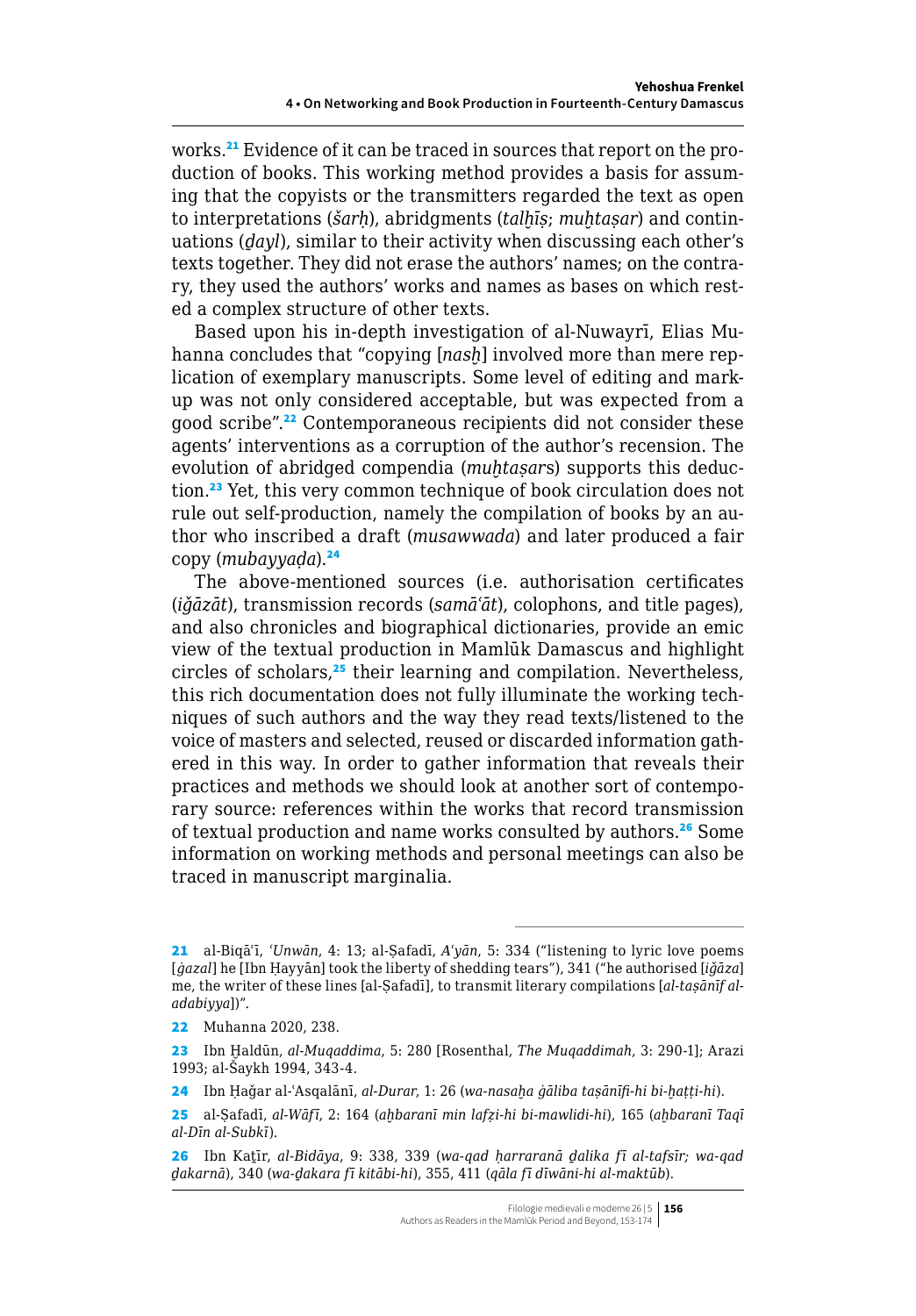works.[21] Evidence of it can be traced in sources that report on the production of books. This working method provides a basis for assuming that the copyists or the transmitters regarded the text as open to interpretations (*šarḥ*), abridgments (*talḫīṣ*; *muḫtaṣar*) and continuations (*ḏayl*), similar to their activity when discussing each other's texts together. They did not erase the authors' names; on the contrary, they used the authors' works and names as bases on which rested a complex structure of other texts.

Based upon his in-depth investigation of al-Nuwayrī, Elias Muhanna concludes that "copying [*nasḫ*] involved more than mere replication of exemplary manuscripts. Some level of editing and markup was not only considered acceptable, but was expected from a good scribe".[22] Contemporaneous recipients did not consider these agents' interventions as a corruption of the author's recension. The evolution of abridged compendia (*muḫtaṣar*s) supports this deduction.[23] Yet, this very common technique of book circulation does not rule out self-production, namely the compilation of books by an author who inscribed a draft (*musawwada*) and later produced a fair copy (*mubayyaḍa*).[24]

The above-mentioned sources (i.e. authorisation certificates (*iǧāzāt*), transmission records (*samāʿāt*), colophons, and title pages), and also chronicles and biographical dictionaries, provide an emic view of the textual production in Mamlūk Damascus and highlight circles of scholars,[25] their learning and compilation. Nevertheless, this rich documentation does not fully illuminate the working techniques of such authors and the way they read texts/listened to the voice of masters and selected, reused or discarded information gathered in this way. In order to gather information that reveals their practices and methods we should look at another sort of contemporary source: references within the works that record transmission of textual production and name works consulted by authors.[26] Some information on working methods and personal meetings can also be traced in manuscript marginalia.

---

21 al-Biqāʿī, *ʿUnwān*, 4: 13; al-Ṣafadī, *Aʿyān*, 5: 334 ("listening to lyric love poems [*ġazal*] he [Ibn Ḥayyān] took the liberty of shedding tears"), 341 ("he authorised [*iǧāza*] me, the writer of these lines [al-Ṣafadī], to transmit literary compilations [*al-taṣānīf al-adabiyya*])".

22 Muhanna 2020, 238.

23 Ibn Ḫaldūn, *al-Muqaddima*, 5: 280 [Rosenthal, *The Muqaddimah*, 3: 290-1]; Arazi 1993; al-Šaykh 1994, 343-4.

24 Ibn Ḥaǧar al-ʿAsqalānī, *al-Durar*, 1: 26 (*wa-nasaḫa ġāliba taṣānīfi-hi bi-ḫaṭṭi-hi*).

25 al-Ṣafadī, *al-Wāfī*, 2: 164 (*aḫbaranī min lafẓi-hi bi-mawlidi-hi*), 165 (*aḫbaranī Taqī al-Dīn al-Subkī*).

26 Ibn Kaṯīr, *al-Bidāya*, 9: 338, 339 (*wa-qad ḥarraranā ḏalika fī al-tafsīr; wa-qad ḏakarnā*), 340 (*wa-ḏakara fī kitābi-hi*), 355, 411 (*qāla fī dīwāni-hi al-maktūb*).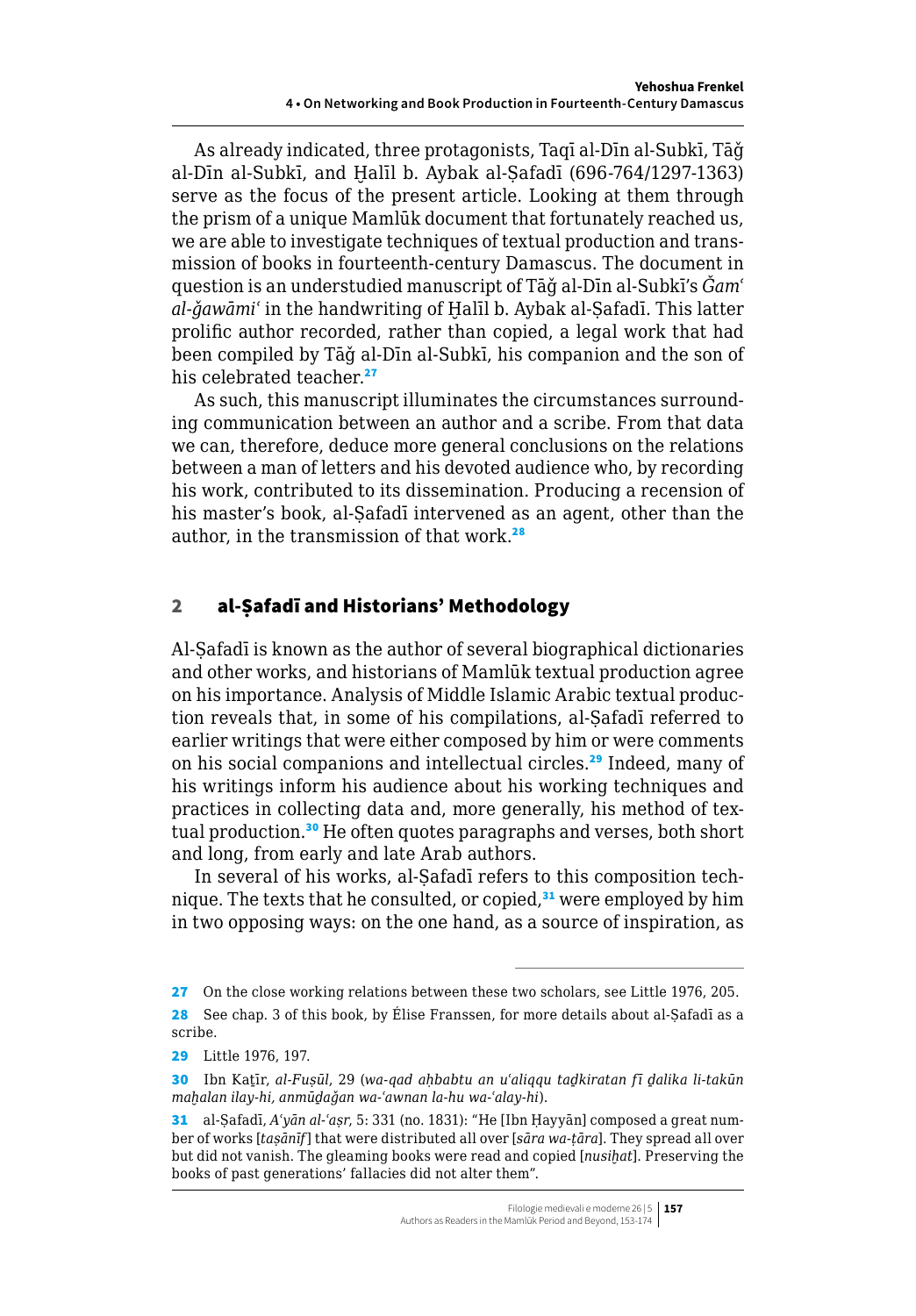As already indicated, three protagonists, Taqī al-Dīn al-Subkī, Tāǧ al-Dīn al-Subkī, and Ḫalīl b. Aybak al-Ṣafadī (696-764/1297-1363) serve as the focus of the present article. Looking at them through the prism of a unique Mamlūk document that fortunately reached us, we are able to investigate techniques of textual production and transmission of books in fourteenth-century Damascus. The document in question is an understudied manuscript of Tāǧ al-Dīn al-Subkī's *Ǧamʿ al-ǧawāmiʿ* in the handwriting of Ḫalīl b. Aybak al-Ṣafadī. This latter prolific author recorded, rather than copied, a legal work that had been compiled by Tāǧ al-Dīn al-Subkī, his companion and the son of his celebrated teacher.[27]

As such, this manuscript illuminates the circumstances surrounding communication between an author and a scribe. From that data we can, therefore, deduce more general conclusions on the relations between a man of letters and his devoted audience who, by recording his work, contributed to its dissemination. Producing a recension of his master's book, al-Ṣafadī intervened as an agent, other than the author, in the transmission of that work.[28]

## 2 al-Ṣafadī and Historians' Methodology

Al-Ṣafadī is known as the author of several biographical dictionaries and other works, and historians of Mamlūk textual production agree on his importance. Analysis of Middle Islamic Arabic textual production reveals that, in some of his compilations, al-Ṣafadī referred to earlier writings that were either composed by him or were comments on his social companions and intellectual circles.[29] Indeed, many of his writings inform his audience about his working techniques and practices in collecting data and, more generally, his method of textual production.[30] He often quotes paragraphs and verses, both short and long, from early and late Arab authors.

In several of his works, al-Ṣafadī refers to this composition technique. The texts that he consulted, or copied,[31] were employed by him in two opposing ways: on the one hand, as a source of inspiration, as

---

27 On the close working relations between these two scholars, see Little 1976, 205.

28 See chap. 3 of this book, by Élise Franssen, for more details about al-Ṣafadī as a scribe.

29 Little 1976, 197.

30 Ibn Kaṯīr, *al-Fuṣūl*, 29 (*wa-qad aḥbabtu an uʿaliqqu taḏkiratan fī ḏalika li-takūn maḥalan ilay-hi, anmūḏaǧan wa-ʿawnan la-hu wa-ʿalay-hi*).

31 al-Ṣafadī, *Aʿyān al-ʿaṣr*, 5: 331 (no. 1831): "He [Ibn Ḥayyān] composed a great number of works [*taṣānīf*] that were distributed all over [*sāra wa-ṭāra*]. They spread all over but did not vanish. The gleaming books were read and copied [*nusiḫat*]. Preserving the books of past generations' fallacies did not alter them".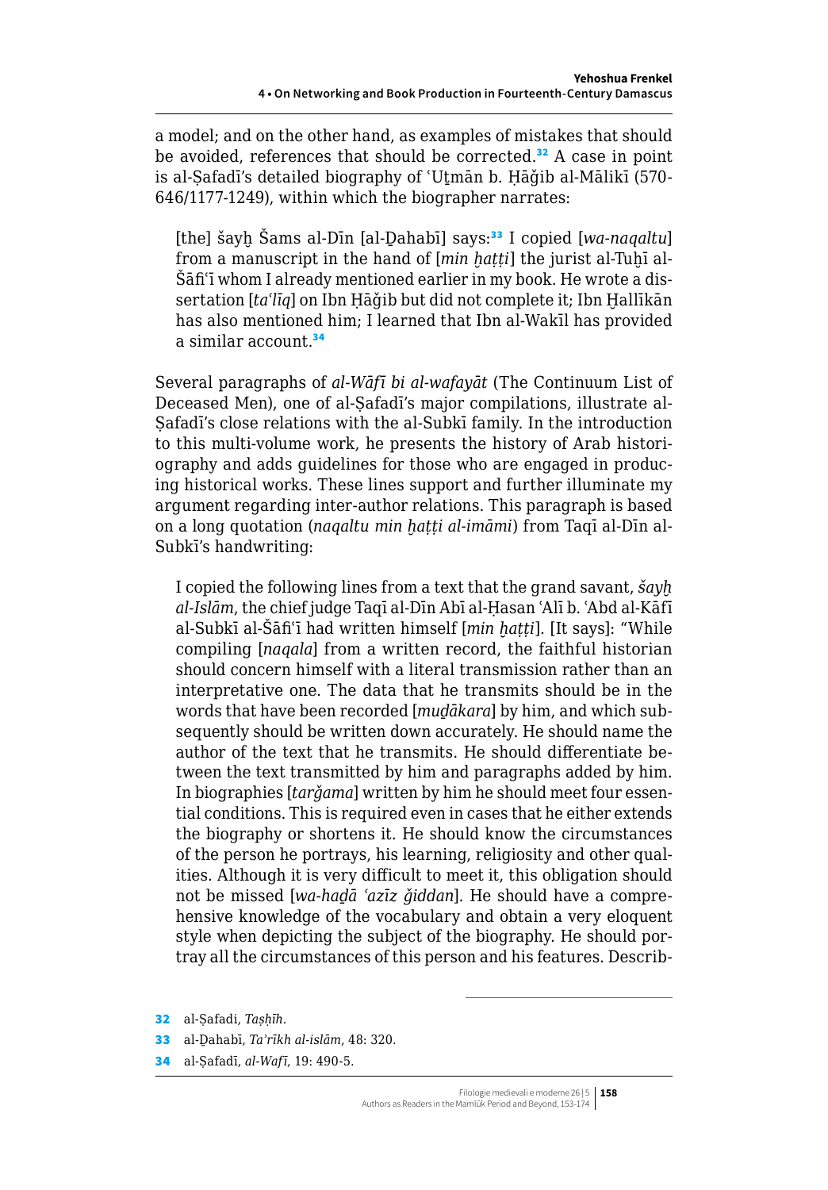a model; and on the other hand, as examples of mistakes that should be avoided, references that should be corrected.[32] A case in point is al-Ṣafadī's detailed biography of ʿUṯmān b. Ḥāǧib al-Mālikī (570-646/1177-1249), within which the biographer narrates:

> [the] šayḫ Šams al-Dīn [al-Ḏahabī] says:[33] I copied [*wa-naqaltu*] from a manuscript in the hand of [*min ḫaṭṭi*] the jurist al-Tuḫī al-Šāfiʿī whom I already mentioned earlier in my book. He wrote a dissertation [*taʿlīq*] on Ibn Ḥāǧib but did not complete it; Ibn Ḫallīkān has also mentioned him; I learned that Ibn al-Wakīl has provided a similar account.[34]

Several paragraphs of *al-Wāfī bi al-wafayāt* (The Continuum List of Deceased Men), one of al-Ṣafadī's major compilations, illustrate al-Ṣafadī's close relations with the al-Subkī family. In the introduction to this multi-volume work, he presents the history of Arab historiography and adds guidelines for those who are engaged in producing historical works. These lines support and further illuminate my argument regarding inter-author relations. This paragraph is based on a long quotation (*naqaltu min ḫaṭṭi al-imāmi*) from Taqī al-Dīn al-Subkī's handwriting:

> I copied the following lines from a text that the grand savant, *šayḫ al-Islām*, the chief judge Taqī al-Dīn Abī al-Ḥasan ʿAlī b. ʿAbd al-Kāfī al-Subkī al-Šāfiʿī had written himself [*min ḫaṭṭi*]. [It says]: "While compiling [*naqala*] from a written record, the faithful historian should concern himself with a literal transmission rather than an interpretative one. The data that he transmits should be in the words that have been recorded [*muḏākara*] by him, and which subsequently should be written down accurately. He should name the author of the text that he transmits. He should differentiate between the text transmitted by him and paragraphs added by him. In biographies [*tarǧama*] written by him he should meet four essential conditions. This is required even in cases that he either extends the biography or shortens it. He should know the circumstances of the person he portrays, his learning, religiosity and other qualities. Although it is very difficult to meet it, this obligation should not be missed [*wa-haḏā ʿazīz ǧiddan*]. He should have a comprehensive knowledge of the vocabulary and obtain a very eloquent style when depicting the subject of the biography. He should portray all the circumstances of this person and his features. Describ-

---

32 al-Ṣafadi, *Taṣḥīḥ*.

33 al-Ḏahabī, *Taʾrīkh al-islām*, 48: 320.

34 al-Ṣafadī, *al-Wafī*, 19: 490-5.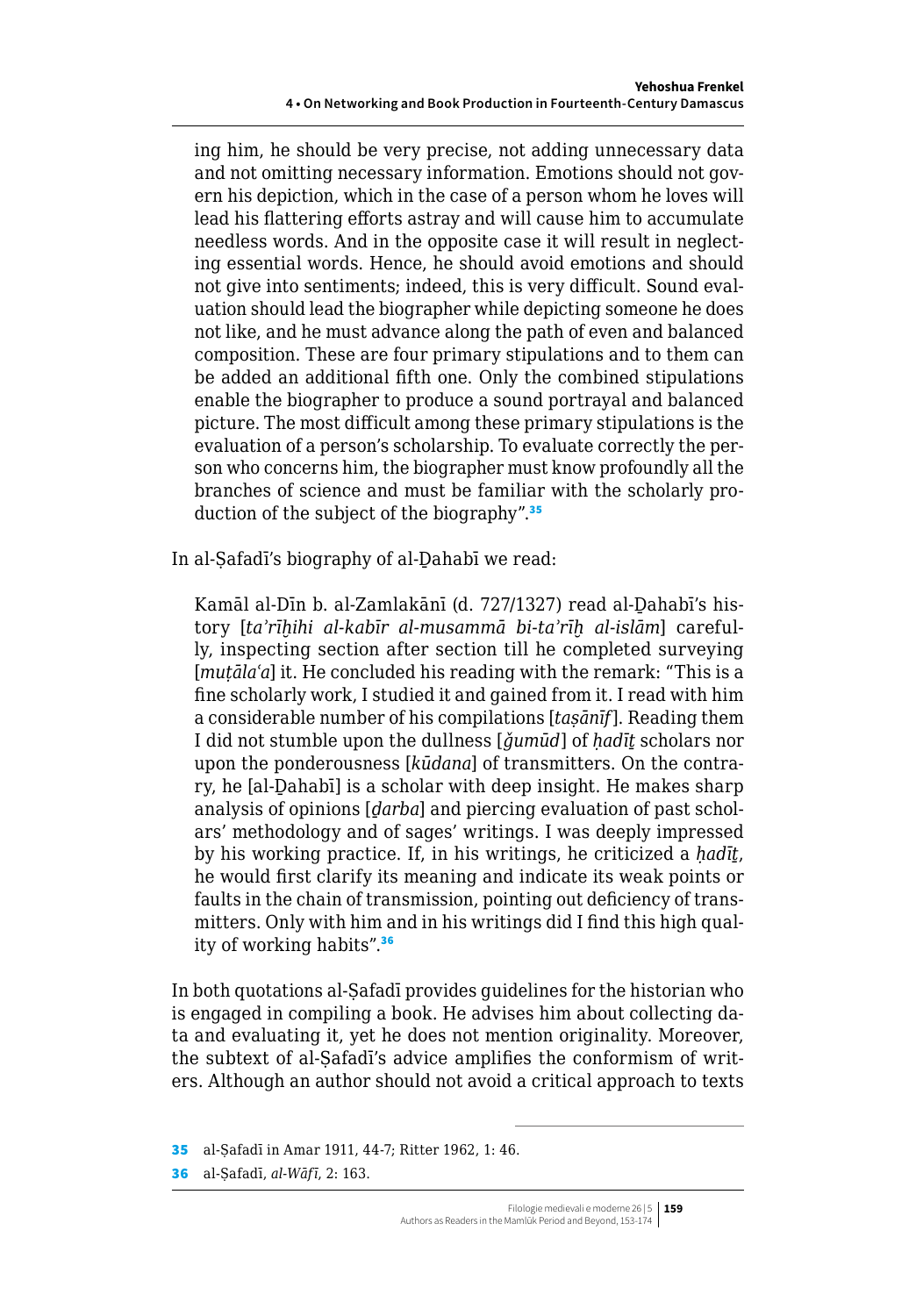ing him, he should be very precise, not adding unnecessary data and not omitting necessary information. Emotions should not govern his depiction, which in the case of a person whom he loves will lead his flattering efforts astray and will cause him to accumulate needless words. And in the opposite case it will result in neglecting essential words. Hence, he should avoid emotions and should not give into sentiments; indeed, this is very difficult. Sound evaluation should lead the biographer while depicting someone he does not like, and he must advance along the path of even and balanced composition. These are four primary stipulations and to them can be added an additional fifth one. Only the combined stipulations enable the biographer to produce a sound portrayal and balanced picture. The most difficult among these primary stipulations is the evaluation of a person's scholarship. To evaluate correctly the person who concerns him, the biographer must know profoundly all the branches of science and must be familiar with the scholarly production of the subject of the biography".[35]

In al-Ṣafadī's biography of al-Ḏahabī we read:

> Kamāl al-Dīn b. al-Zamlakānī (d. 727/1327) read al-Ḏahabī's history [*ta'rīḫihi al-kabīr al-musammā bi-ta'rīḫ al-islām*] carefully, inspecting section after section till he completed surveying [*muṭāla'a*] it. He concluded his reading with the remark: "This is a fine scholarly work, I studied it and gained from it. I read with him a considerable number of his compilations [*taṣānīf*]. Reading them I did not stumble upon the dullness [*ǧumūd*] of *ḥadīṯ* scholars nor upon the ponderousness [*kūdana*] of transmitters. On the contrary, he [al-Ḏahabī] is a scholar with deep insight. He makes sharp analysis of opinions [*ḏarba*] and piercing evaluation of past scholars' methodology and of sages' writings. I was deeply impressed by his working practice. If, in his writings, he criticized a *ḥadīṯ*, he would first clarify its meaning and indicate its weak points or faults in the chain of transmission, pointing out deficiency of transmitters. Only with him and in his writings did I find this high quality of working habits".[36]

In both quotations al-Ṣafadī provides guidelines for the historian who is engaged in compiling a book. He advises him about collecting data and evaluating it, yet he does not mention originality. Moreover, the subtext of al-Ṣafadī's advice amplifies the conformism of writers. Although an author should not avoid a critical approach to texts

35 al-Ṣafadī in Amar 1911, 44-7; Ritter 1962, 1: 46.

36 al-Ṣafadī, *al-Wāfī*, 2: 163.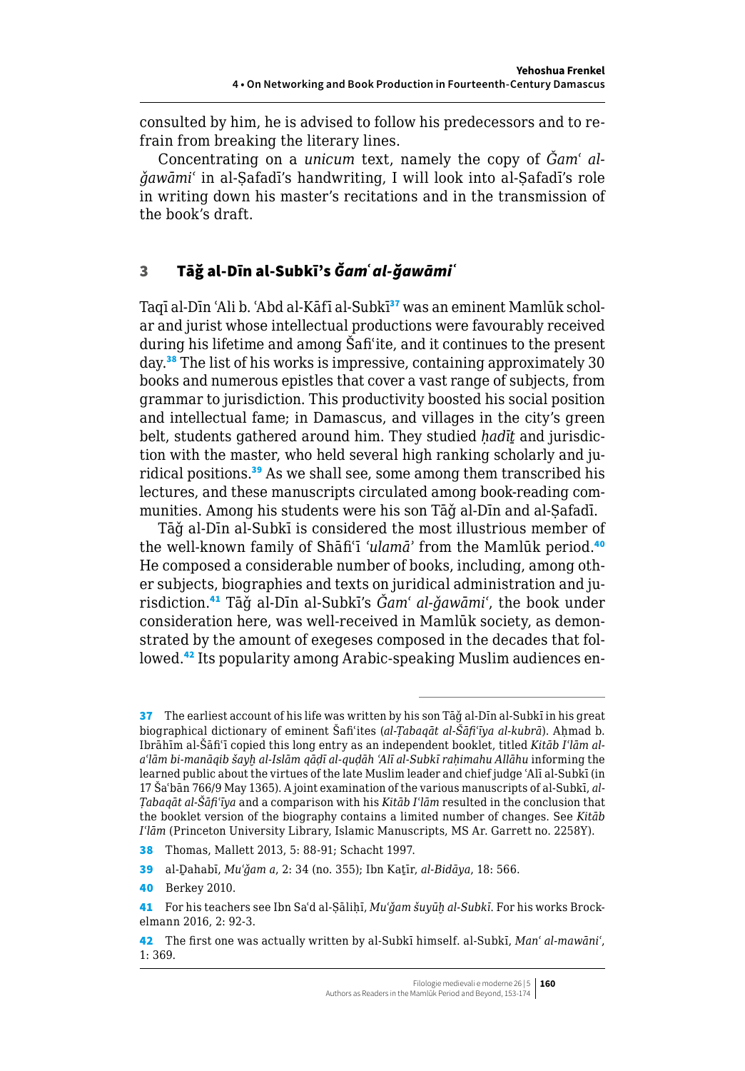consulted by him, he is advised to follow his predecessors and to refrain from breaking the literary lines.

Concentrating on a *unicum* text, namely the copy of *Ǧamʿ al-ǧawāmiʿ* in al-Ṣafadī's handwriting, I will look into al-Ṣafadī's role in writing down his master's recitations and in the transmission of the book's draft.

## 3 Tāǧ al-Dīn al-Subkī's *Ǧamʿ al-ǧawāmiʿ*

Taqī al-Dīn ʿAli b. ʿAbd al-Kāfī al-Subkī[37] was an eminent Mamlūk scholar and jurist whose intellectual productions were favourably received during his lifetime and among Šafiʿite, and it continues to the present day.[38] The list of his works is impressive, containing approximately 30 books and numerous epistles that cover a vast range of subjects, from grammar to jurisdiction. This productivity boosted his social position and intellectual fame; in Damascus, and villages in the city's green belt, students gathered around him. They studied *ḥadīṯ* and jurisdiction with the master, who held several high ranking scholarly and juridical positions.[39] As we shall see, some among them transcribed his lectures, and these manuscripts circulated among book-reading communities. Among his students were his son Tāǧ al-Dīn and al-Ṣafadī.

Tāǧ al-Dīn al-Subkī is considered the most illustrious member of the well-known family of Shāfiʿī *ʿulamāʾ* from the Mamlūk period.[40] He composed a considerable number of books, including, among other subjects, biographies and texts on juridical administration and jurisdiction.[41] Tāǧ al-Dīn al-Subkī's *Ǧamʿ al-ǧawāmiʿ*, the book under consideration here, was well-received in Mamlūk society, as demonstrated by the amount of exegeses composed in the decades that followed.[42] Its popularity among Arabic-speaking Muslim audiences en-

---

37 The earliest account of his life was written by his son Tāǧ al-Dīn al-Subkī in his great biographical dictionary of eminent Šafiʿites (*al-Ṭabaqāt al-Šāfiʿīya al-kubrā*). Aḥmad b. Ibrāhīm al-Šāfiʿī copied this long entry as an independent booklet, titled *Kitāb Iʿlām al-aʿlām bi-manāqib šayḫ al-Islām qāḍī al-quḍāh ʿAlī al-Subkī raḥimahu Allāhu* informing the learned public about the virtues of the late Muslim leader and chief judge ʿAlī al-Subkī (in 17 Šaʿbān 766/9 May 1365). A joint examination of the various manuscripts of al-Subkī, *al-Ṭabaqāt al-Šāfiʿīya* and a comparison with his *Kitāb Iʿlām* resulted in the conclusion that the booklet version of the biography contains a limited number of changes. See *Kitāb Iʿlām* (Princeton University Library, Islamic Manuscripts, MS Ar. Garrett no. 2258Y).

38 Thomas, Mallett 2013, 5: 88-91; Schacht 1997.

39 al-Ḏahabī, *Muʿǧam a*, 2: 34 (no. 355); Ibn Kaṯīr, *al-Bidāya*, 18: 566.

40 Berkey 2010.

41 For his teachers see Ibn Saʿd al-Ṣāliḥī, *Muʿǧam šuyūḫ al-Subkī*. For his works Brockelmann 2016, 2: 92-3.

42 The first one was actually written by al-Subkī himself. al-Subkī, *Manʿ al-mawāniʿ*, 1: 369.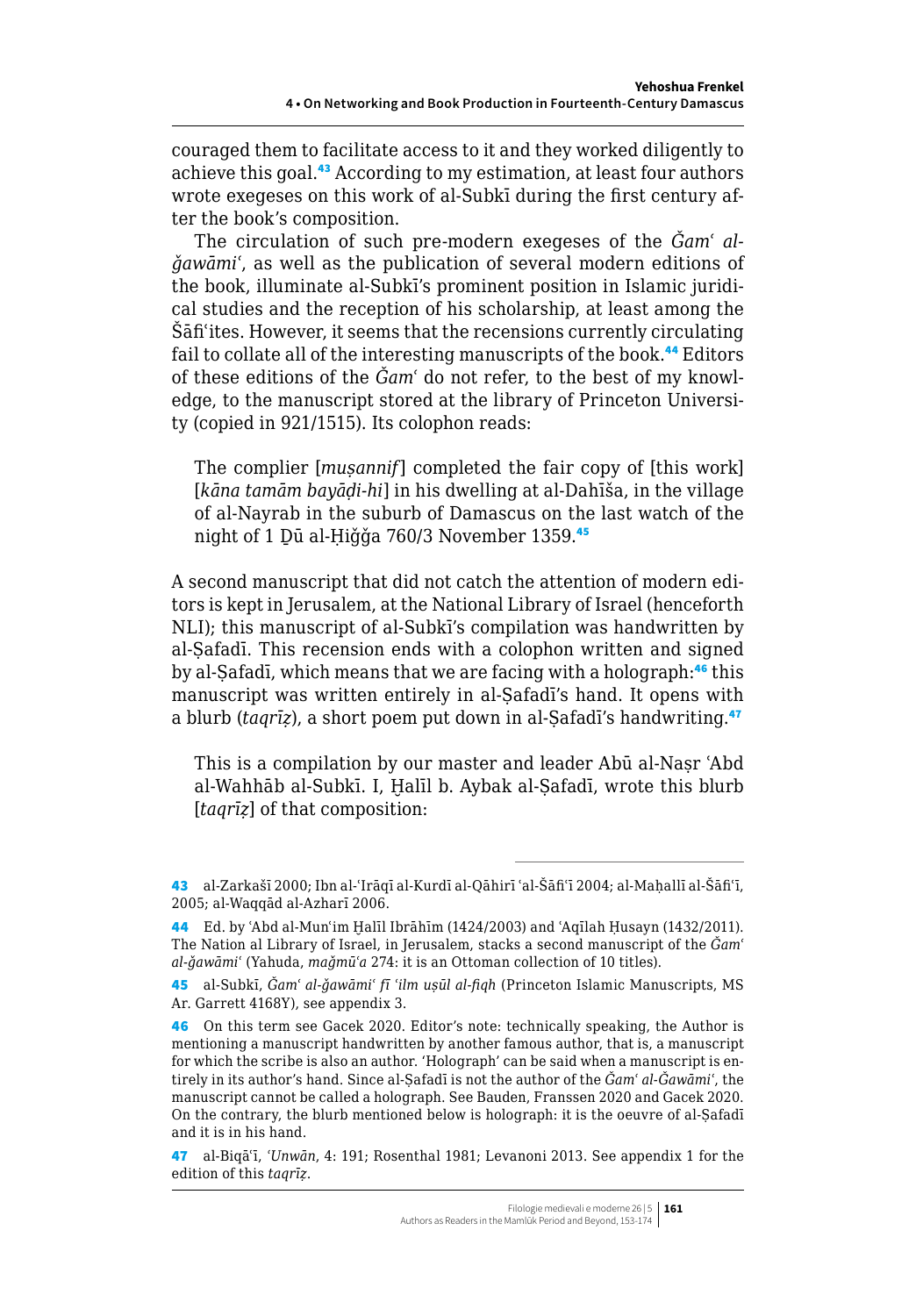couraged them to facilitate access to it and they worked diligently to achieve this goal.[43] According to my estimation, at least four authors wrote exegeses on this work of al-Subkī during the first century after the book's composition.

The circulation of such pre-modern exegeses of the *Ǧamʿ al-ǧawāmiʿ*, as well as the publication of several modern editions of the book, illuminate al-Subkī's prominent position in Islamic juridical studies and the reception of his scholarship, at least among the Šāfiʿites. However, it seems that the recensions currently circulating fail to collate all of the interesting manuscripts of the book.[44] Editors of these editions of the *Ǧamʿ* do not refer, to the best of my knowledge, to the manuscript stored at the library of Princeton University (copied in 921/1515). Its colophon reads:

> The complier [*muṣannif*] completed the fair copy of [this work] [*kāna tamām bayāḍi-hi*] in his dwelling at al-Dahīša, in the village of al-Nayrab in the suburb of Damascus on the last watch of the night of 1 Ḏū al-Ḥiǧǧa 760/3 November 1359.[45]

A second manuscript that did not catch the attention of modern editors is kept in Jerusalem, at the National Library of Israel (henceforth NLI); this manuscript of al-Subkī's compilation was handwritten by al-Ṣafadī. This recension ends with a colophon written and signed by al-Ṣafadī, which means that we are facing with a holograph:[46] this manuscript was written entirely in al-Ṣafadī's hand. It opens with a blurb (*taqrīẓ*), a short poem put down in al-Ṣafadī's handwriting.[47]

> This is a compilation by our master and leader Abū al-Naṣr ʿAbd al-Wahhāb al-Subkī. I, Ḫalīl b. Aybak al-Ṣafadī, wrote this blurb [*taqrīẓ*] of that composition:

---

43 al-Zarkašī 2000; Ibn al-ʿIrāqī al-Kurdī al-Qāhirī ʿal-Šāfiʿī 2004; al-Maḥallī al-Šāfiʿī, 2005; al-Waqqād al-Azharī 2006.

44 Ed. by ʿAbd al-Munʿim Ḫalīl Ibrāhīm (1424/2003) and ʿAqīlah Ḥusayn (1432/2011). The Nation al Library of Israel, in Jerusalem, stacks a second manuscript of the *Ǧamʿ al-ǧawāmiʿ* (Yahuda, *maǧmūʿa* 274: it is an Ottoman collection of 10 titles).

45 al-Subkī, *Ǧamʿ al-ǧawāmiʿ fī ʿilm uṣūl al-fiqh* (Princeton Islamic Manuscripts, MS Ar. Garrett 4168Y), see appendix 3.

46 On this term see Gacek 2020. Editor's note: technically speaking, the Author is mentioning a manuscript handwritten by another famous author, that is, a manuscript for which the scribe is also an author. 'Holograph' can be said when a manuscript is entirely in its author's hand. Since al-Ṣafadī is not the author of the *Ǧamʿ al-Ǧawāmiʿ*, the manuscript cannot be called a holograph. See Bauden, Franssen 2020 and Gacek 2020. On the contrary, the blurb mentioned below is holograph: it is the oeuvre of al-Ṣafadī and it is in his hand.

47 al-Biqāʿī, *ʿUnwān*, 4: 191; Rosenthal 1981; Levanoni 2013. See appendix 1 for the edition of this *taqrīẓ*.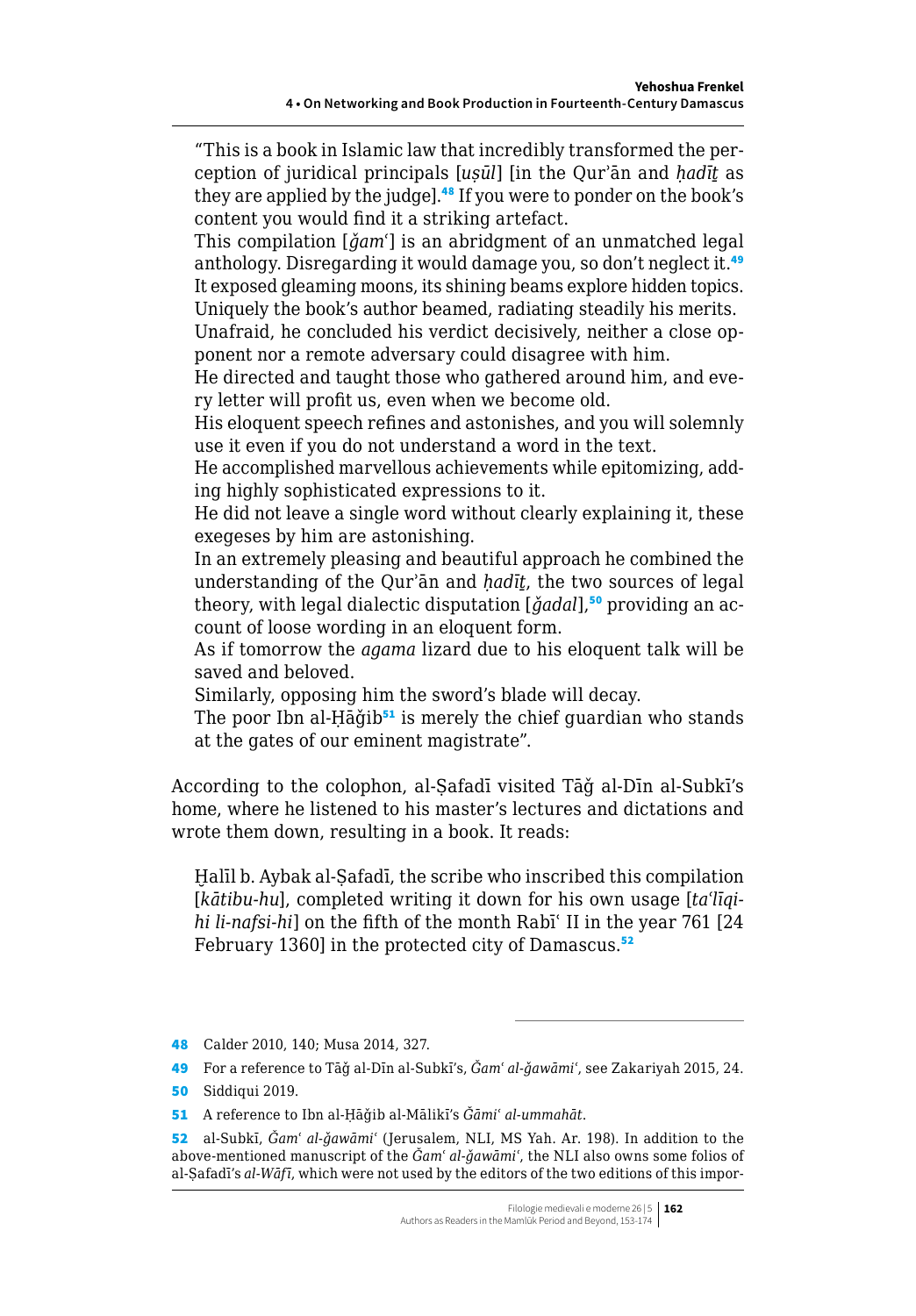"This is a book in Islamic law that incredibly transformed the perception of juridical principals [*uṣūl*] [in the Qurʾān and *ḥadīṯ* as they are applied by the judge].[48] If you were to ponder on the book's content you would find it a striking artefact.
This compilation [*ǧamʿ*] is an abridgment of an unmatched legal anthology. Disregarding it would damage you, so don't neglect it.[49]
It exposed gleaming moons, its shining beams explore hidden topics.
Uniquely the book's author beamed, radiating steadily his merits.
Unafraid, he concluded his verdict decisively, neither a close opponent nor a remote adversary could disagree with him.
He directed and taught those who gathered around him, and every letter will profit us, even when we become old.
His eloquent speech refines and astonishes, and you will solemnly use it even if you do not understand a word in the text.
He accomplished marvellous achievements while epitomizing, adding highly sophisticated expressions to it.
He did not leave a single word without clearly explaining it, these exegeses by him are astonishing.
In an extremely pleasing and beautiful approach he combined the understanding of the Qurʾān and *ḥadīṯ*, the two sources of legal theory, with legal dialectic disputation [*ǧadal*],[50] providing an account of loose wording in an eloquent form.
As if tomorrow the *agama* lizard due to his eloquent talk will be saved and beloved.
Similarly, opposing him the sword's blade will decay.
The poor Ibn al-Ḥāǧib[51] is merely the chief guardian who stands at the gates of our eminent magistrate".

According to the colophon, al-Ṣafadī visited Tāǧ al-Dīn al-Subkī's home, where he listened to his master's lectures and dictations and wrote them down, resulting in a book. It reads:

> Ḫalīl b. Aybak al-Ṣafadī, the scribe who inscribed this compilation [*kātibu-hu*], completed writing it down for his own usage [*taʿlīqi-hi li-nafsi-hi*] on the fifth of the month Rabīʿ II in the year 761 [24 February 1360] in the protected city of Damascus.[52]

---

48 Calder 2010, 140; Musa 2014, 327.

49 For a reference to Tāǧ al-Dīn al-Subkī's, *Ǧamʿ al-ǧawāmiʿ*, see Zakariyah 2015, 24.

50 Siddiqui 2019.

51 A reference to Ibn al-Ḥāǧib al-Mālikī's *Ǧāmiʿ al-ummahāt*.

52 al-Subkī, *Ǧamʿ al-ǧawāmiʿ* (Jerusalem, NLI, MS Yah. Ar. 198). In addition to the above-mentioned manuscript of the *Ǧamʿ al-ǧawāmiʿ*, the NLI also owns some folios of al-Ṣafadī's *al-Wāfī*, which were not used by the editors of the two editions of this impor-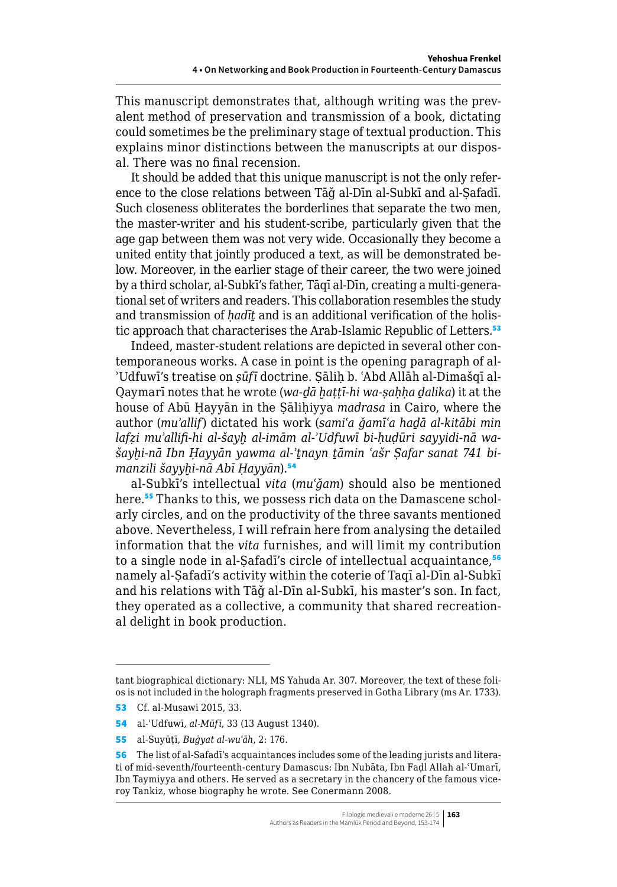This manuscript demonstrates that, although writing was the prevalent method of preservation and transmission of a book, dictating could sometimes be the preliminary stage of textual production. This explains minor distinctions between the manuscripts at our disposal. There was no final recension.

It should be added that this unique manuscript is not the only reference to the close relations between Tāǧ al-Dīn al-Subkī and al-Ṣafadī. Such closeness obliterates the borderlines that separate the two men, the master-writer and his student-scribe, particularly given that the age gap between them was not very wide. Occasionally they become a united entity that jointly produced a text, as will be demonstrated below. Moreover, in the earlier stage of their career, the two were joined by a third scholar, al-Subkī's father, Tāqī al-Dīn, creating a multi-generational set of writers and readers. This collaboration resembles the study and transmission of *ḥadīṯ* and is an additional verification of the holistic approach that characterises the Arab-Islamic Republic of Letters.[53]

Indeed, master-student relations are depicted in several other contemporaneous works. A case in point is the opening paragraph of al-ʾUdfuwī's treatise on *ṣūfī* doctrine. Ṣāliḥ b. ʿAbd Allāh al-Dimašqī al-Qaymarī notes that he wrote (*wa-ḏā ḫaṭṭī-hi wa-ṣaḥḥa ḏalika*) it at the house of Abū Ḥayyān in the Ṣāliḥiyya *madrasa* in Cairo, where the author (*muʾallif*) dictated his work (*samiʿa ǧamīʿa haḏā al-kitābi min lafẓi muʾallifi-hi al-šayḫ al-imām al-ʾUdfuwī bi-ḥuḍūri sayyidi-nā wa-šayḫi-nā Ibn Ḥayyān yawma al-ʾṯnayn ṯāmin ʿašr Ṣafar sanat 741 bi-manzili šayyḫi-nā Abī Ḥayyān*).[54]

al-Subkī's intellectual *vita* (*muʿǧam*) should also be mentioned here.[55] Thanks to this, we possess rich data on the Damascene scholarly circles, and on the productivity of the three savants mentioned above. Nevertheless, I will refrain here from analysing the detailed information that the *vita* furnishes, and will limit my contribution to a single node in al-Ṣafadī's circle of intellectual acquaintance,[56] namely al-Ṣafadī's activity within the coterie of Taqī al-Dīn al-Subkī and his relations with Tāǧ al-Dīn al-Subkī, his master's son. In fact, they operated as a collective, a community that shared recreational delight in book production.

---

tant biographical dictionary: NLI, MS Yahuda Ar. 307. Moreover, the text of these folios is not included in the holograph fragments preserved in Gotha Library (ms Ar. 1733).

53 Cf. al-Musawi 2015, 33.

54 al-ʾUdfuwī, *al-Mūfī*, 33 (13 August 1340).

55 al-Suyūṭī, *Buġyat al-wuʿāh*, 2: 176.

56 The list of al-Safadī's acquaintances includes some of the leading jurists and literati of mid-seventh/fourteenth-century Damascus: Ibn Nubāta, Ibn Faḍl Allah al-ʿUmarī, Ibn Taymiyya and others. He served as a secretary in the chancery of the famous viceroy Tankiz, whose biography he wrote. See Conermann 2008.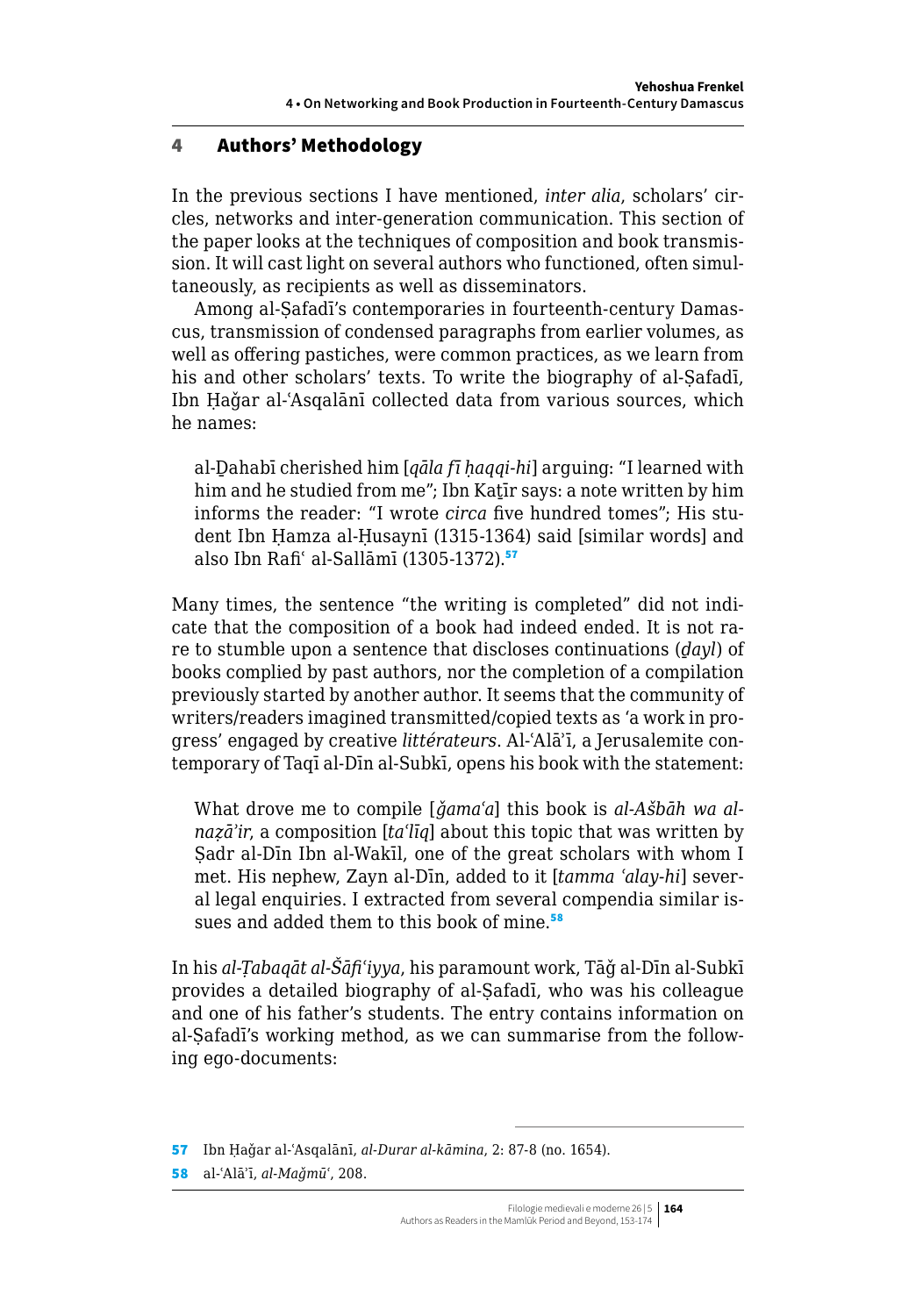## 4 Authors' Methodology

In the previous sections I have mentioned, *inter alia*, scholars' circles, networks and inter-generation communication. This section of the paper looks at the techniques of composition and book transmission. It will cast light on several authors who functioned, often simultaneously, as recipients as well as disseminators.

Among al-Ṣafadī's contemporaries in fourteenth-century Damascus, transmission of condensed paragraphs from earlier volumes, as well as offering pastiches, were common practices, as we learn from his and other scholars' texts. To write the biography of al-Ṣafadī, Ibn Ḥaǧar al-ʿAsqalānī collected data from various sources, which he names:

> al-Ḏahabī cherished him [*qāla fī ḥaqqi-hi*] arguing: "I learned with him and he studied from me"; Ibn Kaṯīr says: a note written by him informs the reader: "I wrote *circa* five hundred tomes"; His student Ibn Ḥamza al-Ḥusaynī (1315-1364) said [similar words] and also Ibn Rafiʿ al-Sallāmī (1305-1372).[57]

Many times, the sentence "the writing is completed" did not indicate that the composition of a book had indeed ended. It is not rare to stumble upon a sentence that discloses continuations (*ḏayl*) of books complied by past authors, nor the completion of a compilation previously started by another author. It seems that the community of writers/readers imagined transmitted/copied texts as 'a work in progress' engaged by creative *littérateurs*. Al-ʿAlāʾī, a Jerusalemite contemporary of Taqī al-Dīn al-Subkī, opens his book with the statement:

> What drove me to compile [*ǧamaʿa*] this book is *al-Ašbāh wa al-naẓāʾir*, a composition [*taʿlīq*] about this topic that was written by Ṣadr al-Dīn Ibn al-Wakīl, one of the great scholars with whom I met. His nephew, Zayn al-Dīn, added to it [*tamma ʿalay-hi*] several legal enquiries. I extracted from several compendia similar issues and added them to this book of mine.[58]

In his *al-Ṭabaqāt al-Šāfiʿiyya*, his paramount work, Tāǧ al-Dīn al-Subkī provides a detailed biography of al-Ṣafadī, who was his colleague and one of his father's students. The entry contains information on al-Ṣafadī's working method, as we can summarise from the following ego-documents:

---

57 Ibn Ḥaǧar al-ʿAsqalānī, *al-Durar al-kāmina*, 2: 87-8 (no. 1654).

58 al-ʿAlāʾī, *al-Maǧmūʿ*, 208.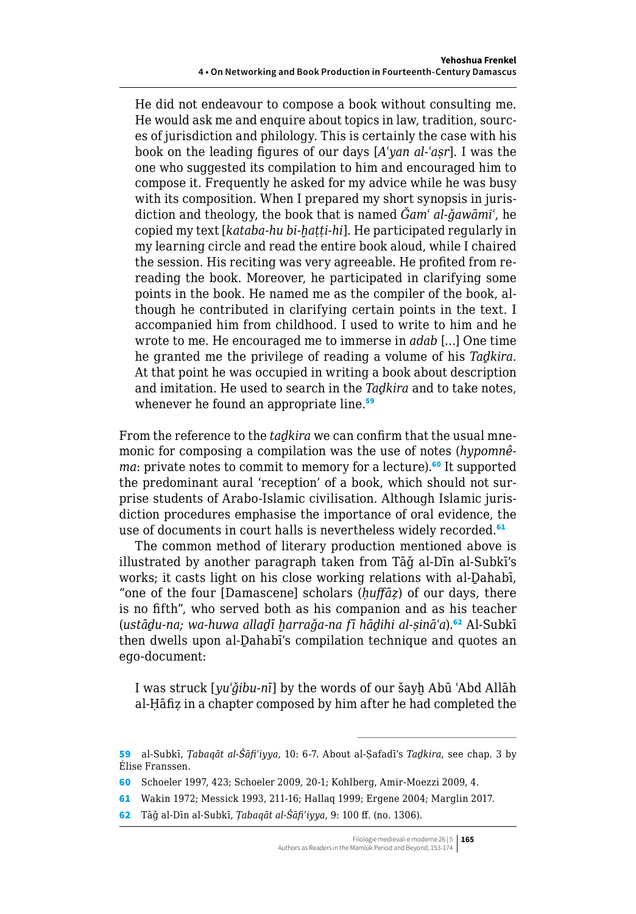> He did not endeavour to compose a book without consulting me. He would ask me and enquire about topics in law, tradition, sources of jurisdiction and philology. This is certainly the case with his book on the leading figures of our days [*Aʿyan al-ʿaṣr*]. I was the one who suggested its compilation to him and encouraged him to compose it. Frequently he asked for my advice while he was busy with its composition. When I prepared my short synopsis in jurisdiction and theology, the book that is named *Ǧamʿ al-ǧawāmiʿ*, he copied my text [*kataba-hu bi-ḫaṭṭi-hi*]. He participated regularly in my learning circle and read the entire book aloud, while I chaired the session. His reciting was very agreeable. He profited from rereading the book. Moreover, he participated in clarifying some points in the book. He named me as the compiler of the book, although he contributed in clarifying certain points in the text. I accompanied him from childhood. I used to write to him and he wrote to me. He encouraged me to immerse in *adab* […] One time he granted me the privilege of reading a volume of his *Taḏkira*. At that point he was occupied in writing a book about description and imitation. He used to search in the *Taḏkira* and to take notes, whenever he found an appropriate line.[59]

From the reference to the *taḏkira* we can confirm that the usual mnemonic for composing a compilation was the use of notes (*hypomnêma*: private notes to commit to memory for a lecture).[60] It supported the predominant aural 'reception' of a book, which should not surprise students of Arabo-Islamic civilisation. Although Islamic jurisdiction procedures emphasise the importance of oral evidence, the use of documents in court halls is nevertheless widely recorded.[61]

The common method of literary production mentioned above is illustrated by another paragraph taken from Tāǧ al-Dīn al-Subkī's works; it casts light on his close working relations with al-Ḏahabī, "one of the four [Damascene] scholars (*ḥuffāẓ*) of our days, there is no fifth", who served both as his companion and as his teacher (*ustāḏu-na; wa-huwa allaḏī ḫarraǧa-na fī hāḏihi al-ṣināʿa*).[62] Al-Subkī then dwells upon al-Ḏahabī's compilation technique and quotes an ego-document:

> I was struck [*yuʿǧibu-nī*] by the words of our šayḫ Abū ʿAbd Allāh al-Ḥāfiẓ in a chapter composed by him after he had completed the

---

59 al-Subkī, *Ṭabaqāt al-Šāfiʿiyya*, 10: 6-7. About al-Ṣafadī's *Taḏkira*, see chap. 3 by Élise Franssen.

60 Schoeler 1997, 423; Schoeler 2009, 20-1; Kohlberg, Amir-Moezzi 2009, 4.

61 Wakin 1972; Messick 1993, 211-16; Hallaq 1999; Ergene 2004; Marglin 2017.

62 Tāǧ al-Dīn al-Subkī, *Ṭabaqāt al-Šāfiʿiyya*, 9: 100 ff. (no. 1306).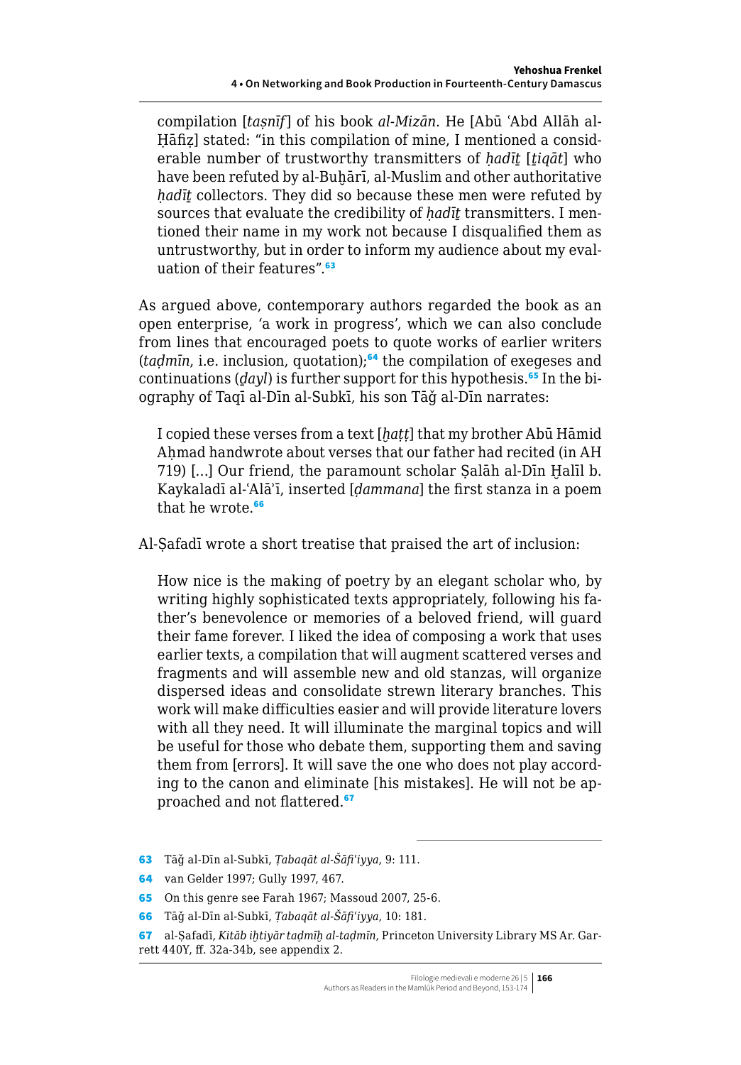> compilation [*taṣnīf*] of his book *al-Mizān*. He [Abū ʿAbd Allāh al-Ḥāfiẓ] stated: "in this compilation of mine, I mentioned a considerable number of trustworthy transmitters of *ḥadīṯ* [*ṯiqāt*] who have been refuted by al-Buḫārī, al-Muslim and other authoritative *ḥadīṯ* collectors. They did so because these men were refuted by sources that evaluate the credibility of *ḥadīṯ* transmitters. I mentioned their name in my work not because I disqualified them as untrustworthy, but in order to inform my audience about my evaluation of their features".[63]

As argued above, contemporary authors regarded the book as an open enterprise, 'a work in progress', which we can also conclude from lines that encouraged poets to quote works of earlier writers (*taḍmīn*, i.e. inclusion, quotation);[64] the compilation of exegeses and continuations (*ḏayl*) is further support for this hypothesis.[65] In the biography of Taqī al-Dīn al-Subkī, his son Tāǧ al-Dīn narrates:

> I copied these verses from a text [*ḫaṭṭ*] that my brother Abū Hāmid Aḥmad handwrote about verses that our father had recited (in AH 719) [...] Our friend, the paramount scholar Ṣalāh al-Dīn Ḫalīl b. Kaykaladī al-ʿAlāʾī, inserted [*ḍammana*] the first stanza in a poem that he wrote.[66]

Al-Ṣafadī wrote a short treatise that praised the art of inclusion:

> How nice is the making of poetry by an elegant scholar who, by writing highly sophisticated texts appropriately, following his father's benevolence or memories of a beloved friend, will guard their fame forever. I liked the idea of composing a work that uses earlier texts, a compilation that will augment scattered verses and fragments and will assemble new and old stanzas, will organize dispersed ideas and consolidate strewn literary branches. This work will make difficulties easier and will provide literature lovers with all they need. It will illuminate the marginal topics and will be useful for those who debate them, supporting them and saving them from [errors]. It will save the one who does not play according to the canon and eliminate [his mistakes]. He will not be approached and not flattered.[67]

---

63 Tāǧ al-Dīn al-Subkī, *Ṭabaqāt al-Šāfiʿiyya*, 9: 111.

64 van Gelder 1997; Gully 1997, 467.

65 On this genre see Farah 1967; Massoud 2007, 25-6.

66 Tāǧ al-Dīn al-Subkī, *Ṭabaqāt al-Šāfiʿiyya*, 10: 181.

67 al-Ṣafadī, *Kitāb iḫtiyār taḍmīḫ al-taḍmīn*, Princeton University Library MS Ar. Garrett 440Y, ff. 32a-34b, see appendix 2.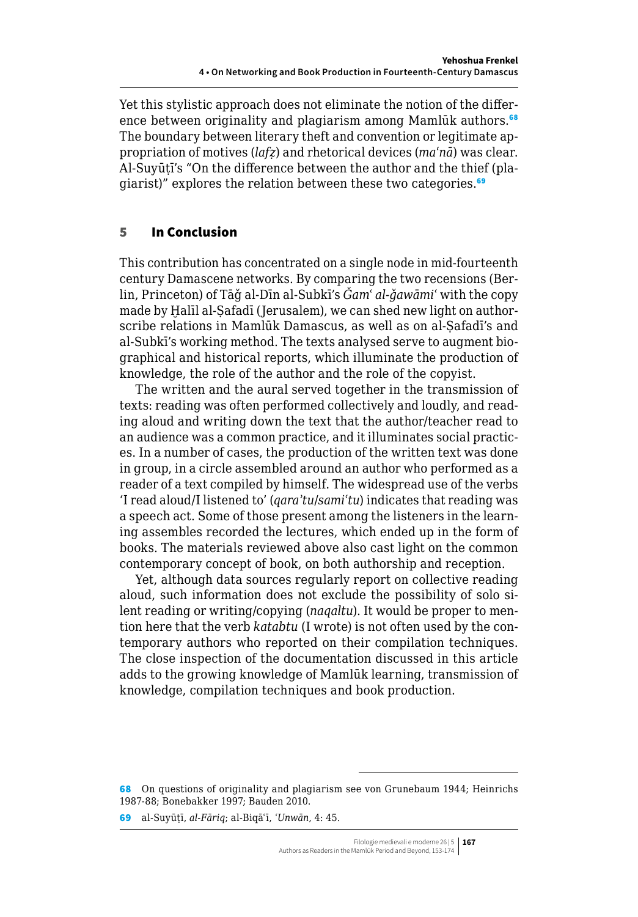Yet this stylistic approach does not eliminate the notion of the difference between originality and plagiarism among Mamlūk authors.[68] The boundary between literary theft and convention or legitimate appropriation of motives (*lafẓ*) and rhetorical devices (*maʿnā*) was clear. Al-Suyūṭī's "On the difference between the author and the thief (plagiarist)" explores the relation between these two categories.[69]

## 5 In Conclusion

This contribution has concentrated on a single node in mid-fourteenth century Damascene networks. By comparing the two recensions (Berlin, Princeton) of Tāǧ al-Dīn al-Subkī's *Ǧamʿ al-ǧawāmiʿ* with the copy made by Ḫalīl al-Ṣafadī (Jerusalem), we can shed new light on author-scribe relations in Mamlūk Damascus, as well as on al-Ṣafadī's and al-Subkī's working method. The texts analysed serve to augment biographical and historical reports, which illuminate the production of knowledge, the role of the author and the role of the copyist.

The written and the aural served together in the transmission of texts: reading was often performed collectively and loudly, and reading aloud and writing down the text that the author/teacher read to an audience was a common practice, and it illuminates social practices. In a number of cases, the production of the written text was done in group, in a circle assembled around an author who performed as a reader of a text compiled by himself. The widespread use of the verbs 'I read aloud/I listened to' (*qaraʾtu*/*samiʿtu*) indicates that reading was a speech act. Some of those present among the listeners in the learning assembles recorded the lectures, which ended up in the form of books. The materials reviewed above also cast light on the common contemporary concept of book, on both authorship and reception.

Yet, although data sources regularly report on collective reading aloud, such information does not exclude the possibility of solo silent reading or writing/copying (*naqaltu*). It would be proper to mention here that the verb *katabtu* (I wrote) is not often used by the contemporary authors who reported on their compilation techniques. The close inspection of the documentation discussed in this article adds to the growing knowledge of Mamlūk learning, transmission of knowledge, compilation techniques and book production.

---

68 On questions of originality and plagiarism see von Grunebaum 1944; Heinrichs 1987-88; Bonebakker 1997; Bauden 2010.

69 al-Suyūṭī, *al-Fāriq*; al-Biqāʿī, *ʿUnwān*, 4: 45.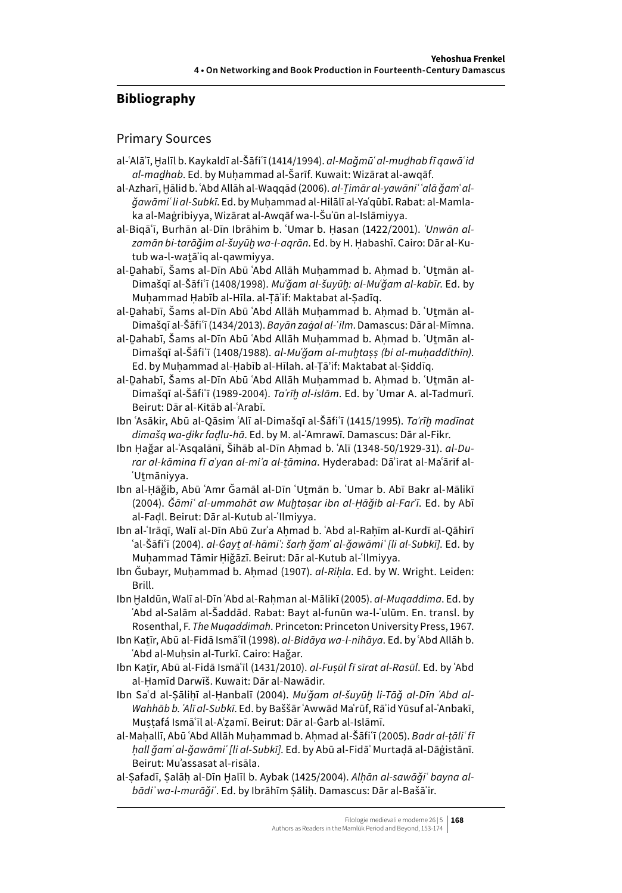## Bibliography

### Primary Sources

al-ʿAlāʾī, Ḫalīl b. Kaykaldī al-Šāfiʿī (1414/1994). *al-Maǧmūʿ al-muḏhab fī qawāʿid al-maḏhab*. Ed. by Muḥammad al-Šarīf. Kuwait: Wizārat al-awqāf.

al-Azharī, Ḫālid b. ʿAbd Allāh al-Waqqād (2006). *al-Ṯimār al-yawāniʿʿalā ǧamʿ al-ǧawāmiʿ li al-Subkī*. Ed. by Muḥammad al-Hilālī al-Yaʿqūbī. Rabat: al-Mamlaka al-Maġribiyya, Wizārat al-Awqāf wa-l-Šuʾūn al-Islāmiyya.

al-Biqāʿī, Burhān al-Dīn Ibrāhim b. ʿUmar b. Ḥasan (1422/2001). *ʿUnwān al-zamān bi-tarāǧim al-šuyūḫ wa-l-aqrān*. Ed. by H. Ḥabashī. Cairo: Dār al-Kutub wa-l-waṯāʾiq al-qawmiyya.

al-Ḏahabī, Šams al-Dīn Abū ʿAbd Allāh Muḥammad b. Aḥmad b. ʿUṯmān al-Dimašqī al-Šāfiʿī (1408/1998). *Muʿǧam al-šuyūḫ: al-Muʿǧam al-kabīr*. Ed. by Muḥammad Ḥabīb al-Hīla. al-Ṭāʾif: Maktabat al-Ṣadīq.

al-Ḏahabī, Šams al-Dīn Abū ʿAbd Allāh Muḥammad b. Aḥmad b. ʿUṯmān al-Dimašqī al-Šāfiʿī (1434/2013). *Bayān zaġal al-ʿilm*. Damascus: Dār al-Mīmna.

al-Ḏahabī, Šams al-Dīn Abū ʿAbd Allāh Muḥammad b. Aḥmad b. ʿUṯmān al-Dimašqī al-Šāfiʿī (1408/1988). *al-Muʿǧam al-muḫtaṣṣ (bi al-muḥaddithīn)*. Ed. by Muḥammad al-Ḥabīb al-Hīlah. al-Ṭāʾif: Maktabat al-Ṣiddīq.

al-Ḏahabī, Šams al-Dīn Abū ʿAbd Allāh Muḥammad b. Aḥmad b. ʿUṯmān al-Dimašqī al-Šāfiʿī (1989-2004). *Taʾrīḫ al-islām*. Ed. by ʿUmar A. al-Tadmurī. Beirut: Dār al-Kitāb al-ʿArabī.

Ibn ʿAsākir, Abū al-Qāsim ʿAlī al-Dimašqī al-Šāfiʿī (1415/1995). *Taʾrīḫ madīnat dimašq wa-ḏikr faḍlu-hā*. Ed. by M. al-ʿAmrawī. Damascus: Dār al-Fikr.

Ibn Ḥaǧar al-ʿAsqalānī, Šihāb al-Dīn Aḥmad b. ʿAlī (1348-50/1929-31). *al-Durar al-kāmina fī aʿyan al-miʾa al-ṯāmina*. Hyderabad: Dāʾirat al-Maʿārif al-ʿUṯmāniyya.

Ibn al-Ḥāǧib, Abū ʿAmr Ǧamāl al-Dīn ʿUṯmān b. ʿUmar b. Abī Bakr al-Mālikī (2004). *Ǧāmiʿ al-ummahāt aw Muḫtaṣar ibn al-Ḥāǧib al-Farʿī*. Ed. by Abī al-Faḍl. Beirut: Dār al-Kutub al-ʿIlmiyya.

Ibn al-ʿIrāqī, Walī al-Dīn Abū Zurʿa Aḥmad b. ʿAbd al-Raḥīm al-Kurdī al-Qāhirī ʿal-Šāfiʿī (2004). *al-Ġayṯ al-hāmiʿ: šarḥ ǧamʿ al-ǧawāmiʿ [li al-Subkī]*. Ed. by Muḥammad Tāmir Ḥiǧāzī. Beirut: Dār al-Kutub al-ʿIlmiyya.

Ibn Ǧubayr, Muḥammad b. Aḥmad (1907). *al-Riḥla*. Ed. by W. Wright. Leiden: Brill.

Ibn Ḫaldūn, Walī al-Dīn ʿAbd al-Raḥman al-Mālikī (2005). *al-Muqaddima*. Ed. by ʿAbd al-Salām al-Šaddād. Rabat: Bayt al-funūn wa-l-ʿulūm. En. transl. by Rosenthal, F. *The Muqaddimah*. Princeton: Princeton University Press, 1967.

Ibn Kaṯīr, Abū al-Fidā Ismāʿīl (1998). *al-Bidāya wa-l-nihāya*. Ed. by ʿAbd Allāh b. ʿAbd al-Muḥsin al-Turkī. Cairo: Haǧar.

Ibn Kaṯīr, Abū al-Fidā Ismāʿīl (1431/2010). *al-Fuṣūl fī sīrat al-Rasūl*. Ed. by ʿAbd al-Ḥamīd Darwīš. Kuwait: Dār al-Nawādir.

Ibn Saʿd al-Ṣāliḥī al-Ḥanbalī (2004). *Muʿǧam al-šuyūḫ li-Tāǧ al-Dīn ʿAbd al-Wahhāb b. ʿAlī al-Subkī*. Ed. by Baššār ʿAwwād Maʿrūf, Rāʾid Yūsuf al-ʿAnbakī, Muṣṭafá Ismāʿīl al-Aʿẓamī. Beirut: Dār al-Ġarb al-Islāmī.

al-Maḥallī, Abū ʿAbd Allāh Muḥammad b. Aḥmad al-Šāfiʿī (2005). *Badr al-ṭāliʿ fī ḥall ǧamʿ al-ǧawāmiʿ [li al-Subkī]*. Ed. by Abū al-Fidāʾ Murtaḍā al-Dāġistānī. Beirut: Muʾassasat al-risāla.

al-Ṣafadī, Ṣalāḥ al-Dīn Ḫalīl b. Aybak (1425/2004). *Alḥān al-sawāǧiʿ bayna al-bādiʾ wa-l-murāǧiʿ*. Ed. by Ibrāhīm Ṣāliḥ. Damascus: Dār al-Bašāʾir.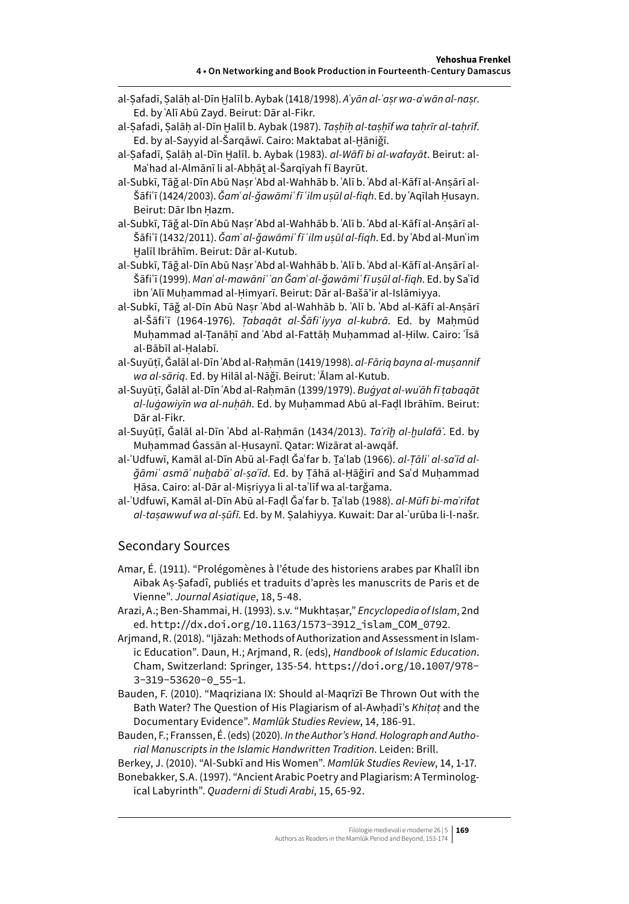al-Ṣafadī, Ṣalāḥ al-Dīn Ḫalīl b. Aybak (1418/1998). *Aʿyān al-ʿaṣr wa-aʿwān al-naṣr*. Ed. by ʿAlī Abū Zayd. Beirut: Dār al-Fikr.

al-Ṣafadi, Ṣalāḥ al-Dīn Ḫalīl b. Aybak (1987). *Taṣḥīḥ al-taṣḥīf wa taḥrīr al-taḥrīf*. Ed. by al-Sayyid al-Šarqāwī. Cairo: Maktabat al-Ḫāniǧī.

al-Ṣafadī, Ṣalāḥ al-Dīn Ḫalīl. b. Aybak (1983). *al-Wāfī bi al-wafayāt*. Beirut: al-Maʿhad al-Almānī li al-Abḥāṯ al-Šarqīyah fī Bayrūt.

al-Subkī, Tāǧ al-Dīn Abū Naṣr ʿAbd al-Wahhāb b. ʿAlī b. ʿAbd al-Kāfī al-Anṣārī al-Šāfiʿī (1424/2003). *Ǧamʿ al-ǧawāmiʿ fī ʿilm uṣūl al-fiqh*. Ed. by ʿAqīlah Ḥusayn. Beirut: Dār Ibn Ḥazm.

al-Subkī, Tāǧ al-Dīn Abū Naṣr ʿAbd al-Wahhāb b. ʿAlī b. ʿAbd al-Kāfī al-Anṣārī al-Šāfiʿī (1432/2011). *Ǧamʿ al-ǧawāmiʿ fī ʿilm uṣūl al-fiqh*. Ed. by ʿAbd al-Munʿim Ḫalīl Ibrāhīm. Beirut: Dār al-Kutub.

al-Subkī, Tāǧ al-Dīn Abū Naṣr ʿAbd al-Wahhāb b. ʿAlī b. ʿAbd al-Kāfī al-Anṣārī al-Šāfiʿī (1999). *Manʿ al-mawāniʿ ʿan Ǧamʿ al-ǧawāmiʿ fī uṣūl al-fiqh*. Ed. by Saʿīd ibn ʿAlī Muḥammad al-Ḥimyarī. Beirut: Dār al-Bašā'ir al-Islāmiyya.

al-Subkī, Tāǧ al-Dīn Abū Naṣr ʿAbd al-Wahhāb b. ʿAlī b. ʿAbd al-Kāfī al-Anṣārī al-Šāfiʿī (1964-1976). *Ṭabaqāt al-Šāfiʿiyya al-kubrā*. Ed. by Maḥmūd Muḥammad al-Ṭanāḥī and ʿAbd al-Fattāḥ Muḥammad al-Ḥilw. Cairo: ʿĪsā al-Bābīl al-Ḥalabī.

al-Suyūṭī, Ǧalāl al-Dīn ʿAbd al-Raḥmān (1419/1998). *al-Fāriq bayna al-muṣannif wa al-sāriq*. Ed. by Hilāl al-Nāǧī. Beirut: ʿĀlam al-Kutub.

al-Suyūṭī, Ǧalāl al-Dīn ʿAbd al-Raḥmān (1399/1979). *Buġyat al-wuʿāh fī ṭabaqāt al-luġawiyīn wa al-nuḥāh*. Ed. by Muḥammad Abū al-Faḍl Ibrāhīm. Beirut: Dār al-Fikr.

al-Suyūṭī, Ǧalāl al-Dīn ʿAbd al-Raḥmān (1434/2013). *Ta'rīḫ al-ḫulafā'*. Ed. by Muḥammad Ġassān al-Ḥusaynī. Qatar: Wizārat al-awqāf.

al-ʾUdfuwī, Kamāl al-Dīn Abū al-Faḍl Ǧaʿfar b. Ṯaʿlab (1966). *al-Ṭāliʿ al-saʿīd al-ǧāmiʿ asmāʾ nuḫabāʾ al-ṣaʿīd*. Ed. by Ṭāhā al-Ḥāǧirī and Saʿd Muḥammad Ḥāsa. Cairo: al-Dār al-Miṣriyya li al-taʾlīf wa al-tarǧama.

al-ʾUdfuwī, Kamāl al-Dīn Abū al-Faḍl Ǧaʿfar b. Ṯaʿlab (1988). *al-Mūfī bi-maʿrifat al-taṣawwuf wa al-ṣūfī*. Ed. by M. Ṣalahiyya. Kuwait: Dar al-ʿurūba li-l-našr.

## Secondary Sources

Amar, É. (1911). "Prolégomènes à l'étude des historiens arabes par Khalîl ibn Aibak Aṣ-Ṣafadî, publiés et traduits d'après les manuscrits de Paris et de Vienne". *Journal Asiatique*, 18, 5-48.

Arazi, A.; Ben-Shammai, H. (1993). s.v. "Mukhtaṣar," *Encyclopedia of Islam*, 2nd ed. http://dx.doi.org/10.1163/1573-3912_islam_COM_0792.

Arjmand, R. (2018). "Ijāzah: Methods of Authorization and Assessment in Islamic Education". Daun, H.; Arjmand, R. (eds), *Handbook of Islamic Education*. Cham, Switzerland: Springer, 135-54. https://doi.org/10.1007/978-3-319-53620-0_55-1.

Bauden, F. (2010). "Maqriziana IX: Should al-Maqrīzī Be Thrown Out with the Bath Water? The Question of His Plagiarism of al-Awḥadī's *Khiṭaṭ* and the Documentary Evidence". *Mamlūk Studies Review*, 14, 186-91.

Bauden, F.; Franssen, É. (eds) (2020). *In the Author's Hand. Holograph and Authorial Manuscripts in the Islamic Handwritten Tradition*. Leiden: Brill.

Berkey, J. (2010). "Al-Subkī and His Women". *Mamlūk Studies Review*, 14, 1-17.

Bonebakker, S.A. (1997). "Ancient Arabic Poetry and Plagiarism: A Terminological Labyrinth". *Quaderni di Studi Arabi*, 15, 65-92.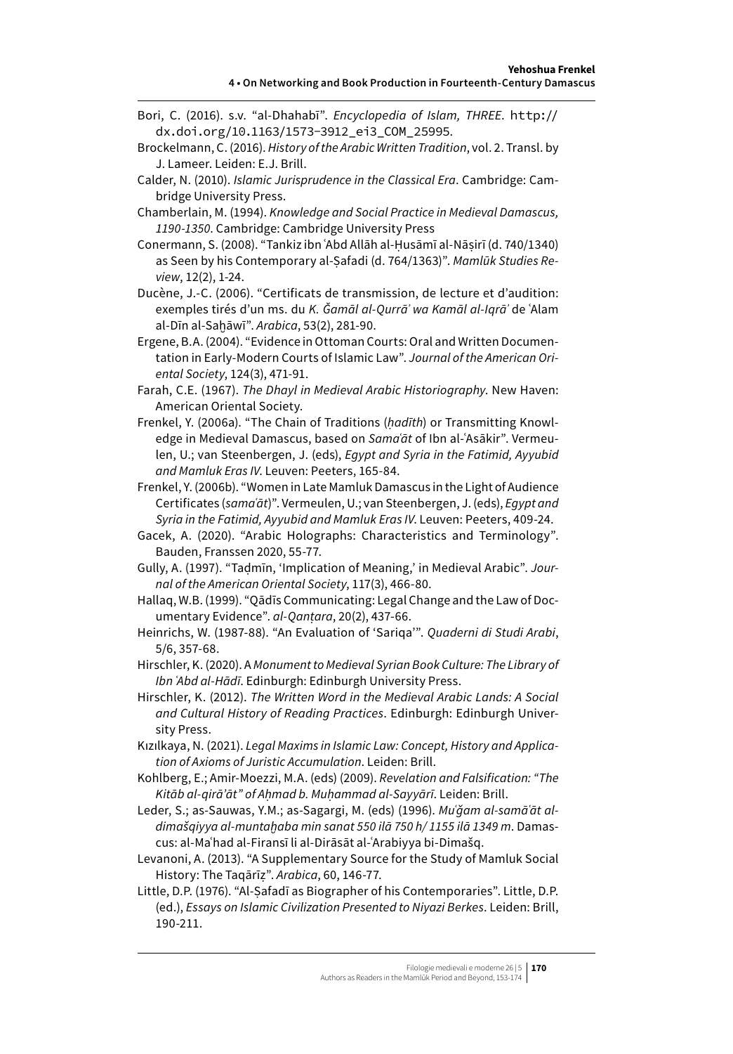Bori, C. (2016). s.v. "al-Dhahabī". *Encyclopedia of Islam, THREE*. http://dx.doi.org/10.1163/1573-3912_ei3_COM_25995.

Brockelmann, C. (2016). *History of the Arabic Written Tradition*, vol. 2. Transl. by J. Lameer. Leiden: E.J. Brill.

Calder, N. (2010). *Islamic Jurisprudence in the Classical Era*. Cambridge: Cambridge University Press.

Chamberlain, M. (1994). *Knowledge and Social Practice in Medieval Damascus, 1190-1350*. Cambridge: Cambridge University Press

Conermann, S. (2008). "Tankiz ibn ʿAbd Allāh al-Ḥusāmī al-Nāṣirī (d. 740/1340) as Seen by his Contemporary al-Ṣafadi (d. 764/1363)". *Mamlūk Studies Review*, 12(2), 1-24.

Ducène, J.-C. (2006). "Certificats de transmission, de lecture et d'audition: exemples tirés d'un ms. du *K. Ǧamāl al-Qurrāʾ wa Kamāl al-Iqrāʾ* de ʿAlam al-Dīn al-Saḫāwī". *Arabica*, 53(2), 281-90.

Ergene, B.A. (2004). "Evidence in Ottoman Courts: Oral and Written Documentation in Early-Modern Courts of Islamic Law". *Journal of the American Oriental Society*, 124(3), 471-91.

Farah, C.E. (1967). *The Dhayl in Medieval Arabic Historiography*. New Haven: American Oriental Society.

Frenkel, Y. (2006a). "The Chain of Traditions (*ḥadīth*) or Transmitting Knowledge in Medieval Damascus, based on *Samaʿāt* of Ibn al-ʿAsākir". Vermeulen, U.; van Steenbergen, J. (eds), *Egypt and Syria in the Fatimid, Ayyubid and Mamluk Eras IV*. Leuven: Peeters, 165-84.

Frenkel, Y. (2006b). "Women in Late Mamluk Damascus in the Light of Audience Certificates (*samaʿāt*)". Vermeulen, U.; van Steenbergen, J. (eds), *Egypt and Syria in the Fatimid, Ayyubid and Mamluk Eras IV*. Leuven: Peeters, 409-24.

Gacek, A. (2020). "Arabic Holographs: Characteristics and Terminology". Bauden, Franssen 2020, 55-77.

Gully, A. (1997). "Taḍmīn, 'Implication of Meaning,' in Medieval Arabic". *Journal of the American Oriental Society*, 117(3), 466-80.

Hallaq, W.B. (1999). "Qādīs Communicating: Legal Change and the Law of Documentary Evidence". *al-Qanṭara*, 20(2), 437-66.

Heinrichs, W. (1987-88). "An Evaluation of 'Sariqa'". *Quaderni di Studi Arabi*, 5/6, 357-68.

Hirschler, K. (2020). A *Monument to Medieval Syrian Book Culture: The Library of Ibn ʿAbd al-Hādī*. Edinburgh: Edinburgh University Press.

Hirschler, K. (2012). *The Written Word in the Medieval Arabic Lands: A Social and Cultural History of Reading Practices*. Edinburgh: Edinburgh University Press.

Kızılkaya, N. (2021). *Legal Maxims in Islamic Law: Concept, History and Application of Axioms of Juristic Accumulation*. Leiden: Brill.

Kohlberg, E.; Amir-Moezzi, M.A. (eds) (2009). *Revelation and Falsification: "The Kitāb al-qirā'āt" of Aḥmad b. Muḥammad al-Sayyārī*. Leiden: Brill.

Leder, S.; as-Sauwas, Y.M.; as-Sagargi, M. (eds) (1996). *Muʿǧam al-samāʿāt al-dimašqiyya al-muntaḫaba min sanat 550 ilā 750 h/ 1155 ilā 1349 m*. Damascus: al-Maʿhad al-Firansī li al-Dirāsāt al-ʿArabiyya bi-Dimašq.

Levanoni, A. (2013). "A Supplementary Source for the Study of Mamluk Social History: The Taqārīẓ". *Arabica*, 60, 146-77.

Little, D.P. (1976). "Al-Ṣafadī as Biographer of his Contemporaries". Little, D.P. (ed.), *Essays on Islamic Civilization Presented to Niyazi Berkes*. Leiden: Brill, 190-211.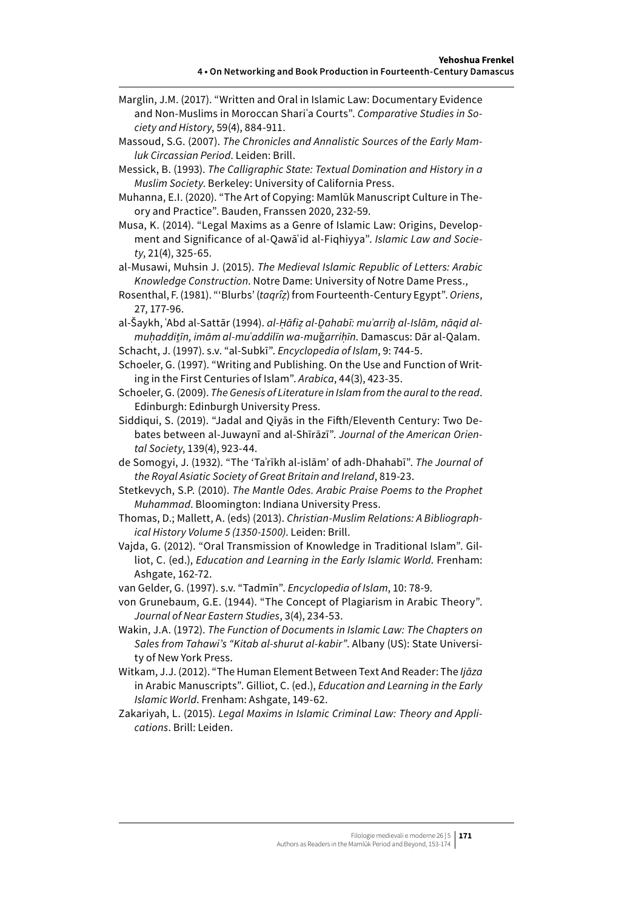Marglin, J.M. (2017). "Written and Oral in Islamic Law: Documentary Evidence and Non-Muslims in Moroccan Shariʿa Courts". *Comparative Studies in Society and History*, 59(4), 884-911.

Massoud, S.G. (2007). *The Chronicles and Annalistic Sources of the Early Mamluk Circassian Period*. Leiden: Brill.

Messick, B. (1993). *The Calligraphic State: Textual Domination and History in a Muslim Society*. Berkeley: University of California Press.

Muhanna, E.I. (2020). "The Art of Copying: Mamlūk Manuscript Culture in Theory and Practice". Bauden, Franssen 2020, 232-59.

Musa, K. (2014). "Legal Maxims as a Genre of Islamic Law: Origins, Development and Significance of al-Qawāʿid al-Fiqhiyya". *Islamic Law and Society*, 21(4), 325-65.

al-Musawi, Muhsin J. (2015). *The Medieval Islamic Republic of Letters: Arabic Knowledge Construction*. Notre Dame: University of Notre Dame Press.,

Rosenthal, F. (1981). "'Blurbs' (*taqrîẓ*) from Fourteenth-Century Egypt". *Oriens*, 27, 177-96.

al-Šaykh, ʿAbd al-Sattār (1994). *al-Ḥāfiẓ al-Ḏahabī: muʾarriḫ al-Islām, nāqid al-muḥaddiṯīn, imām al-muʿaddilīn wa-muǧarriḥīn*. Damascus: Dār al-Qalam.

Schacht, J. (1997). s.v. "al-Subkī". *Encyclopedia of Islam*, 9: 744-5.

Schoeler, G. (1997). "Writing and Publishing. On the Use and Function of Writing in the First Centuries of Islam". *Arabica*, 44(3), 423-35.

Schoeler, G. (2009). *The Genesis of Literature in Islam from the aural to the read*. Edinburgh: Edinburgh University Press.

Siddiqui, S. (2019). "Jadal and Qiyās in the Fifth/Eleventh Century: Two Debates between al-Juwaynī and al-Shīrāzī". *Journal of the American Oriental Society*, 139(4), 923-44.

de Somogyi, J. (1932). "The 'Taʾrīkh al-islām' of adh-Dhahabī". *The Journal of the Royal Asiatic Society of Great Britain and Ireland*, 819-23.

Stetkevych, S.P. (2010). *The Mantle Odes. Arabic Praise Poems to the Prophet Muhammad*. Bloomington: Indiana University Press.

Thomas, D.; Mallett, A. (eds) (2013). *Christian-Muslim Relations: A Bibliographical History Volume 5 (1350-1500)*. Leiden: Brill.

Vajda, G. (2012). "Oral Transmission of Knowledge in Traditional Islam". Gilliot, C. (ed.), *Education and Learning in the Early Islamic World*. Frenham: Ashgate, 162-72.

van Gelder, G. (1997). s.v. "Tadmīn". *Encyclopedia of Islam*, 10: 78-9.

von Grunebaum, G.E. (1944). "The Concept of Plagiarism in Arabic Theory". *Journal of Near Eastern Studies*, 3(4), 234-53.

Wakin, J.A. (1972). *The Function of Documents in Islamic Law: The Chapters on Sales from Tahawi's "Kitab al-shurut al-kabir"*. Albany (US): State University of New York Press.

Witkam, J.J. (2012). "The Human Element Between Text And Reader: The *Ijāza* in Arabic Manuscripts". Gilliot, C. (ed.), *Education and Learning in the Early Islamic World*. Frenham: Ashgate, 149-62.

Zakariyah, L. (2015). *Legal Maxims in Islamic Criminal Law: Theory and Applications*. Brill: Leiden.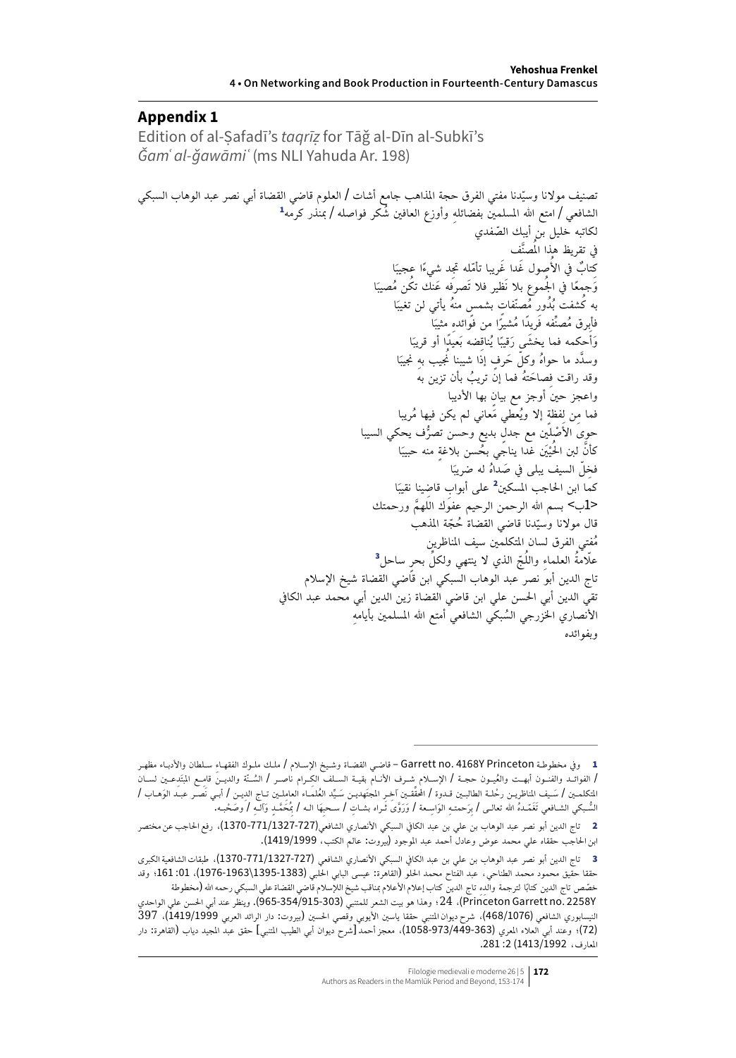## Appendix 1

Edition of al-Ṣafadī's *taqrīẓ* for Tāǧ al-Dīn al-Subkī's *Ǧamʿ al-ǧawāmiʿ* (ms NLI Yahuda Ar. 198)

تصنيف مولانا وسيّدنا مفتي الفرق حجة المذاهب جامع أشات / العلوم قاضي القضاة أبي نصر عبد الوهاب السبكي الشافعي / امتع الله المسلمين بفضائله وأوزع العافين شُكر فواصله / بمنذر كرمه[1]

لكاتبه خليل بن أيبك الصّفدي

في تقريظ هذا المُصنَّف

كتابٌ في الأُصول غَدا غَريبا تأمّله تجد شيءًا عجيبًا

وَجمعًا في الجُموع بلا نَظير فلا تَصرِفه عَنكَ تكُن مُصيبًا

به كُشفت بُدُور مُصنّفاتٍ بشمس منهُ يأتي لن تغيبَا

فأبرق مُصنِّفه فَريدًا مُشيرًا من فَوائده مشيبًا

وَأحكمه فما يخشَى رَقيبًا يُناقضه بَعيدًا أو قريبًا

وسدَّد ما حواهُ وكلَّ حَرفٍ إذا شبينا نُجيب به نجيبًا

وقد راقت فصاحَتهُ فما إن تريبُ بأن تزين به

واعجز حين أوجز مع بيان بها الأديبا

فما من لفظة إلا ويُعطي مَعاني لم يكن فيها مُريبا

حوى الأصْلين مع جدلٍ بديعٍ وحسن تصرُّف يحكي السيبا

كأنَّ لبن الحُيَيْن غدا يناجي بحُسن بلاغة منه حبيبًا

فخلّ السيف يبلى في صَداهُ له ضريبًا

كما ابن الحاجب المسكين[2] على أبواب قاضينا نقيبًا

<1ب> بسم الله الرحمن الرحيم عفوَك اللهمَّ ورحمتك

قال مولانا وسيّدنا قاضي القضاة حُجّة المذهب

مُفتي الفرق لسان المتكلمين سيف المناظرين

علّامةُ العلماء واللُجّ الذي لا ينتهي ولكلّ بحرٍ ساحل[3]

تاج الدين أبو نصر عبد الوهاب السبكي ابن قاضي القضاة شيخ الإسلام

تقي الدين أبي الحسن علي ابن قاضي القضاة زين الدين أبي محمد عبد الكافي

الأنصاري الخزرجي السُبكي الشافعي أمتع الله المسلمين بأيامهِ

وبفوائده

---

1 وفي مخطوطة Garrett no. 4168Y Princeton – قاضي القضاة وشيخ الإسلام / ملك ملوك الفقهاء سلطان والأدباء مظهر / الفوائد والفنون أبهت والعُيون حجة / الإسلام شرف الأنام بقية السلف الكرام ناصر / السُنّة والدين قامع المبتدعين لسان المتكلمين / سَيف المناظرين رحُلة الطالبين قدوة / المحقِّقين آخر المجتهدين سَيِّد العُلماء العاملين تاج الدين / أبي نَصر عبد الوَهاب / السُّبكي الشافعي تَغَمّدهُ الله تعالى / برَحمته الوَاسعة / وَرَوَّى ثَراه بشآبيب / سحبها اله / بمُحَمَّد وَآله / وصَحْبه.

2 تاج الدين أبو نصر عبد الوهاب بن علي بن عبد الكافي السبكي الأنصاري الشافعي(727-771/1327-1370)، رفع الحاجب عن مختصر ابن الحاجب حققاه علي محمد عوض وعادل أحمد عبد الموجود (بيروت: عالم الكتب، 1419/1999).

3 تاج الدين أبو نصر عبد الوهاب بن علي بن عبد الكافي السبكي الأنصاري الشافعي (727-771/1327-1370)، طبقات الشافعية الكبرى حققا حقيق محمود محمد الطناحي، عبد الفتاح محمد الحلو (القاهرة: عيسى البابي الحلبي (1383-1395\1963-1976)، 01: 161؛ وقد خصّص تاج الدين كتابًا لترجمة والده تاج الدين كتاب إعلام الأعلام بمناقب شيخ الإسلام قاضي القضاة علي السبكي رحمه الله (مخطوطة Princeton Garrett no. 2258Y)، 24؛ وهذا هو بيت الشعر للمتنبي (303-354/915-965). وينظر عند أبي الحسن علي الواحدي النيسابوري الشافعي (468/1076)، شرح ديوان المتنبي حققا ياسين الأيوبي وقصي الحسين (بيروت: دار الرائد العربي 1419/1999)، 397 (72)؛ وعند أبي العلاء المعري (363-449/973-1058)، معجز أحمد [شرح ديوان أبي الطيب المتنبي] حقق عبد المجيد دياب (القاهرة: دار المعارف، 1413/1992) 2: 281.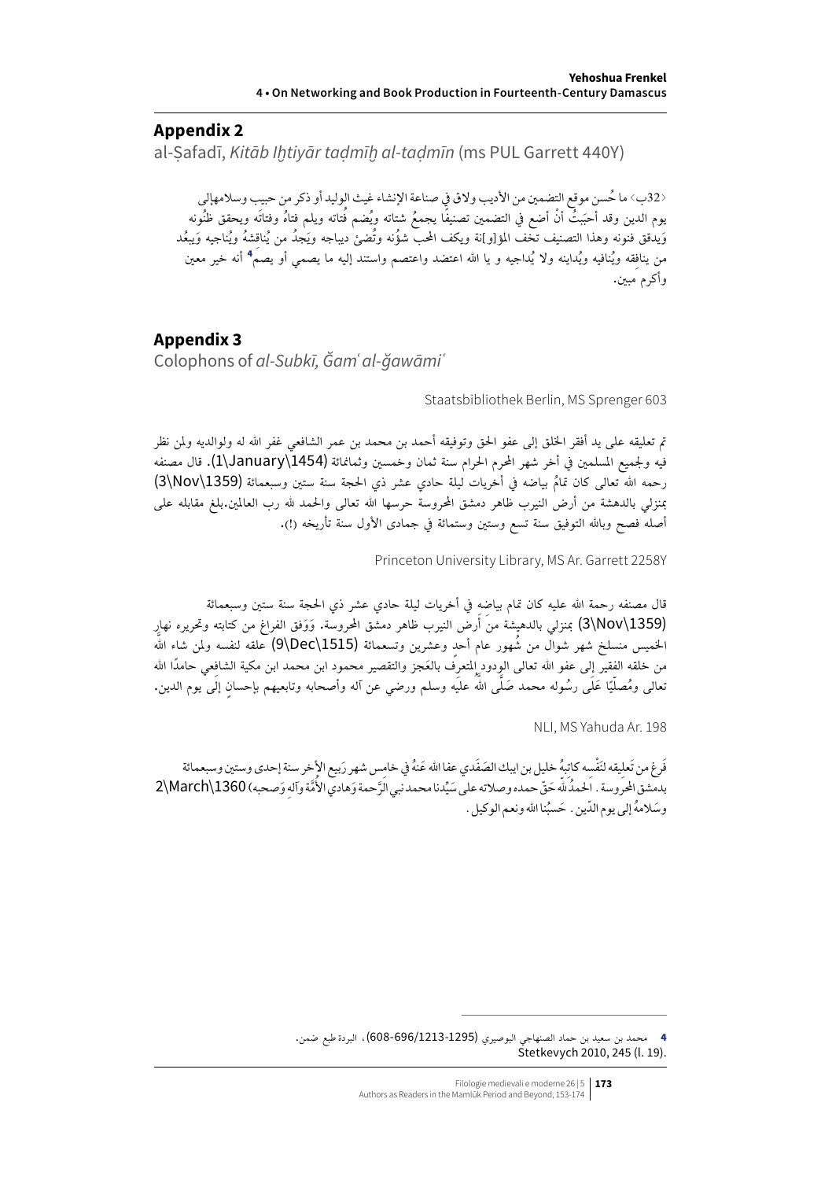## Appendix 2

al-Ṣafadī, *Kitāb Iḫtiyār taḍmīḫ al-taḍmīn* (ms PUL Garrett 440Y)

‹32ب› ما حُسن موقع التضمين من الأديب ولاق في صناعة الإنشاء غيث الوليد أو ذكر من حبيب وسلامهإلى يوم الدين وقد أحبَبتُ أنْ أضع في التضمين تصنيفًا يجمعُ شتاته ويُضم فُتاته ويلم فتاةُ وفتاتَه ويحقق ظنُونه وَيدقق فنونه وهذا التصنيف تخف المؤ[و]نة ويكف المحب شؤُنه وتُضئ ديباجه ويَجدُ من يُناقشهُ ويُناجيه وَيبعُد من ينافقه ويُنافيه ويُداينه ولا يُداجيه و يا الله اعتضد واعتصم واستند إليه ما يصمي أو يصمَ[4] أنه خير معين وأكرم مبين.

## Appendix 3

Colophons of *al-Subkī, Ǧamʿ al-ǧawāmiʿ*

Staatsbibliothek Berlin, MS Sprenger 603

تم تعليقه على يد أفقر الخلق إلى عفو الحق وتوفيقه أحمد بن محمد بن عمر الشافعي غفر الله له ولوالديه ولمن نظر فيه ولجميع المسلمين في أخر شهر المحرم الحرام سنة ثمان وخمسين وثمانمائة (1\January\1454). قال مصنفه رحمه الله تعالى كان تمامُ بياضه في أخريات ليلة حادي عشر ذي الحجة سنة ستين وسبعمائة (3\Nov\1359) بمنزلي بالدهشة من أرض النيرب ظاهر دمشق المحروسة حرسها الله تعالى والحمد لله رب العالمين.بلغ مقابله على أصله فصح وبالله التوفيق سنة تسع وستين وستمائة في جمادى الأول سنة تأريخه (!).

Princeton University Library, MS Ar. Garrett 2258Y

قال مصنفه رحمة الله عليه كان تمام بياضه في أخريات ليلة حادي عشر ذي الحجة سنة ستين وسبعمائة (3\Nov\1359) بمنزلي بالدهيشة من أرض النيرب ظاهر دمشق المحروسة. وَوَفق الفراغ من كتابته وتحريره نهار الخميس منسلخ شهر شوال من شُهور عام أحد وعشرين وتسعمائة (9\Dec\1515) علقه لنفسه ولمن شاء الله من خلقه الفقير إلى عفو الله تعالى الودود المتعرف بالعَجز والتقصير محمود ابن محمد ابن مكية الشافعي حامدًا الله تعالى ومُصلّيًا عَلَى رسُوله محمد صَلّى الله عليه وسلم ورضي عن آله وأصحابه وتابعيهم بإحسانٍ إلى يوم الدين.

NLI, MS Yahuda Ar. 198

فَرغ من تَعليقه لنَفْسه كاتبهُ خليل بن ايبك الصَفَدي عفا الله عَنهُ في خامس شهر رَبيع الآخر سنة إحدى وستين وسبعمائة بدمشق المحروسة . الحمدُ لله حَقّ حمده وصلاته على سَيّدنا محمد نبي الرَّحمة وَهادي الأُمَّة وآله وَصحبه) 2\March\1360 وسَلامهُ إلى يوم الدّين . حَسبُنا الله ونعم الوكيل .

---

[4] محمد بن سعيد بن حماد الصنهاجي البوصيري (1295-1213/696-608)، البردة طبع ضمن. Stetkevych 2010, 245 (l. 19).